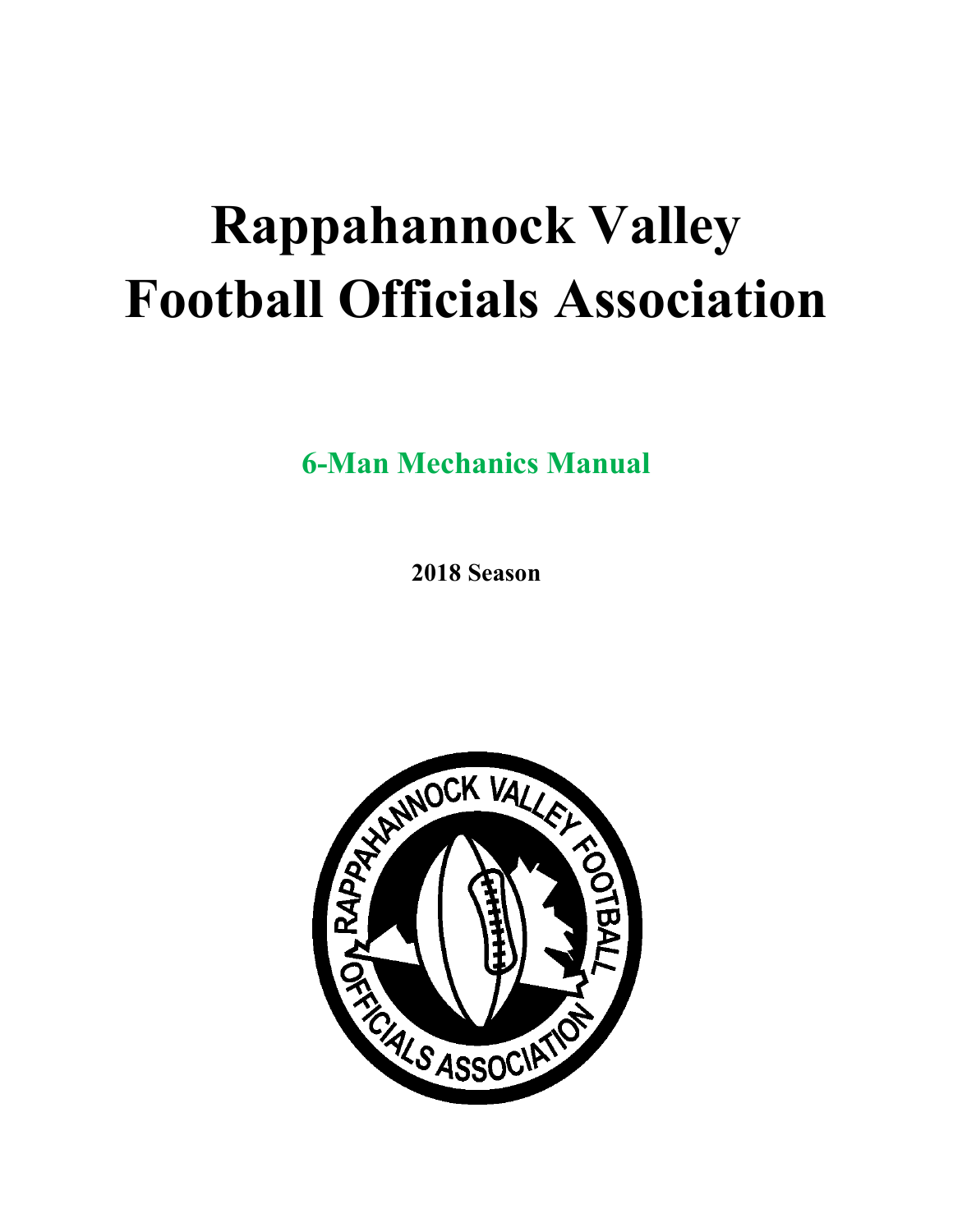# Rappahannock Valley Football Officials Association

## 6-Man Mechanics Manual

**2018 Season**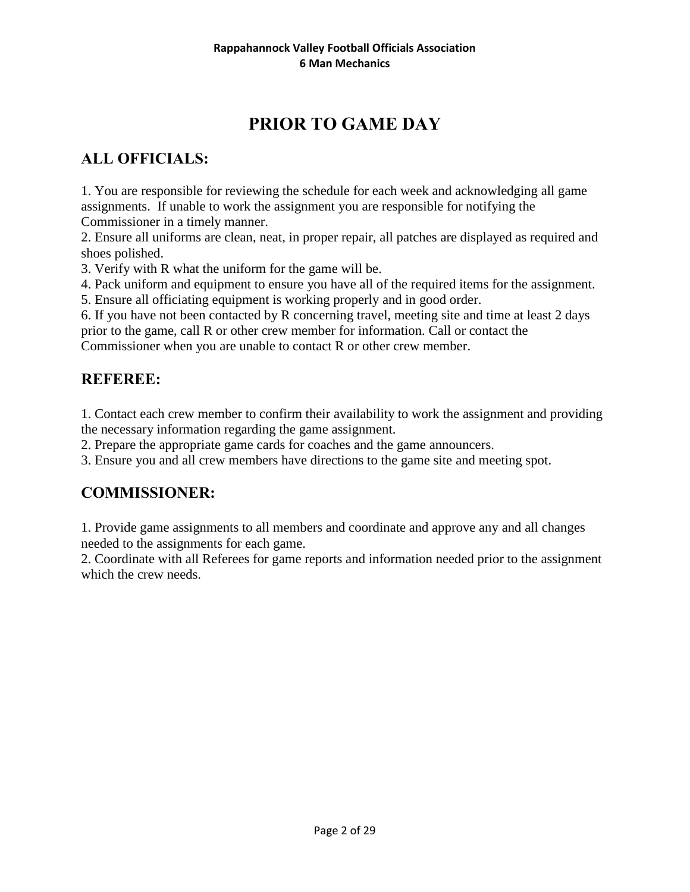# PRIOR TO GAME DAY

## ALL OFFICIALS:

1. You are responsible for reviewing the schedule for each week and acknowledging all game assignments. If unable to work the assignment you are responsible for notifying the Commissioner in a timely manner.
2. Ensure all uniforms are clean, neat, in proper repair, all patches are displayed as required and shoes polished.
3. Verify with R what the uniform for the game will be.
4. Pack uniform and equipment to ensure you have all of the required items for the assignment.
5. Ensure all officiating equipment is working properly and in good order.
6. If you have not been contacted by R concerning travel, meeting site and time at least 2 days prior to the game, call R or other crew member for information. Call or contact the Commissioner when you are unable to contact R or other crew member.

## REFEREE:

1. Contact each crew member to confirm their availability to work the assignment and providing the necessary information regarding the game assignment.
2. Prepare the appropriate game cards for coaches and the game announcers.
3. Ensure you and all crew members have directions to the game site and meeting spot.

## COMMISSIONER:

1. Provide game assignments to all members and coordinate and approve any and all changes needed to the assignments for each game.
2. Coordinate with all Referees for game reports and information needed prior to the assignment which the crew needs.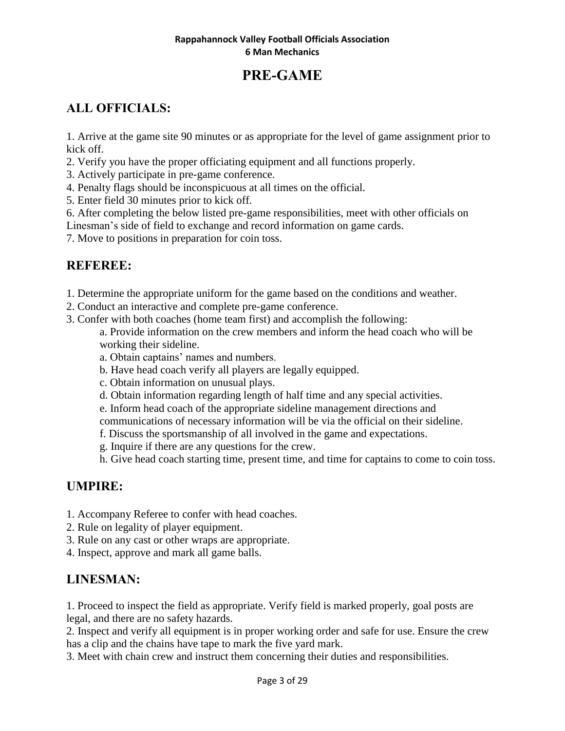# PRE-GAME

## ALL OFFICIALS:

1. Arrive at the game site 90 minutes or as appropriate for the level of game assignment prior to kick off.
2. Verify you have the proper officiating equipment and all functions properly.
3. Actively participate in pre-game conference.
4. Penalty flags should be inconspicuous at all times on the official.
5. Enter field 30 minutes prior to kick off.
6. After completing the below listed pre-game responsibilities, meet with other officials on Linesman's side of field to exchange and record information on game cards.
7. Move to positions in preparation for coin toss.

## REFEREE:

1. Determine the appropriate uniform for the game based on the conditions and weather.
2. Conduct an interactive and complete pre-game conference.
3. Confer with both coaches (home team first) and accomplish the following:
   - a. Provide information on the crew members and inform the head coach who will be working their sideline.
   - a. Obtain captains' names and numbers.
   - b. Have head coach verify all players are legally equipped.
   - c. Obtain information on unusual plays.
   - d. Obtain information regarding length of half time and any special activities.
   - e. Inform head coach of the appropriate sideline management directions and communications of necessary information will be via the official on their sideline.
   - f. Discuss the sportsmanship of all involved in the game and expectations.
   - g. Inquire if there are any questions for the crew.
   - h. Give head coach starting time, present time, and time for captains to come to coin toss.

## UMPIRE:

1. Accompany Referee to confer with head coaches.
2. Rule on legality of player equipment.
3. Rule on any cast or other wraps are appropriate.
4. Inspect, approve and mark all game balls.

## LINESMAN:

1. Proceed to inspect the field as appropriate. Verify field is marked properly, goal posts are legal, and there are no safety hazards.
2. Inspect and verify all equipment is in proper working order and safe for use. Ensure the crew has a clip and the chains have tape to mark the five yard mark.
3. Meet with chain crew and instruct them concerning their duties and responsibilities.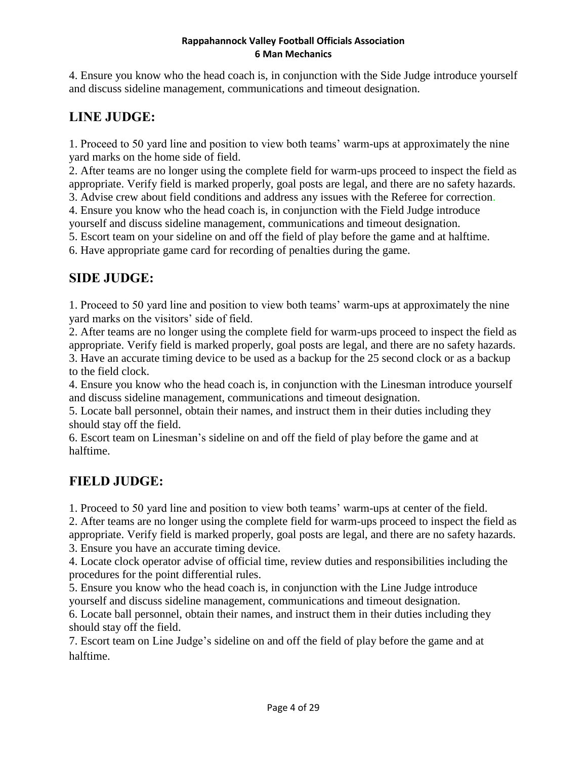4. Ensure you know who the head coach is, in conjunction with the Side Judge introduce yourself and discuss sideline management, communications and timeout designation.

## LINE JUDGE:

1. Proceed to 50 yard line and position to view both teams' warm-ups at approximately the nine yard marks on the home side of field.
2. After teams are no longer using the complete field for warm-ups proceed to inspect the field as appropriate. Verify field is marked properly, goal posts are legal, and there are no safety hazards.
3. Advise crew about field conditions and address any issues with the Referee for correction.
4. Ensure you know who the head coach is, in conjunction with the Field Judge introduce yourself and discuss sideline management, communications and timeout designation.
5. Escort team on your sideline on and off the field of play before the game and at halftime.
6. Have appropriate game card for recording of penalties during the game.

## SIDE JUDGE:

1. Proceed to 50 yard line and position to view both teams' warm-ups at approximately the nine yard marks on the visitors' side of field.
2. After teams are no longer using the complete field for warm-ups proceed to inspect the field as appropriate. Verify field is marked properly, goal posts are legal, and there are no safety hazards.
3. Have an accurate timing device to be used as a backup for the 25 second clock or as a backup to the field clock.
4. Ensure you know who the head coach is, in conjunction with the Linesman introduce yourself and discuss sideline management, communications and timeout designation.
5. Locate ball personnel, obtain their names, and instruct them in their duties including they should stay off the field.
6. Escort team on Linesman's sideline on and off the field of play before the game and at halftime.

## FIELD JUDGE:

1. Proceed to 50 yard line and position to view both teams' warm-ups at center of the field.
2. After teams are no longer using the complete field for warm-ups proceed to inspect the field as appropriate. Verify field is marked properly, goal posts are legal, and there are no safety hazards.
3. Ensure you have an accurate timing device.
4. Locate clock operator advise of official time, review duties and responsibilities including the procedures for the point differential rules.
5. Ensure you know who the head coach is, in conjunction with the Line Judge introduce yourself and discuss sideline management, communications and timeout designation.
6. Locate ball personnel, obtain their names, and instruct them in their duties including they should stay off the field.
7. Escort team on Line Judge's sideline on and off the field of play before the game and at halftime.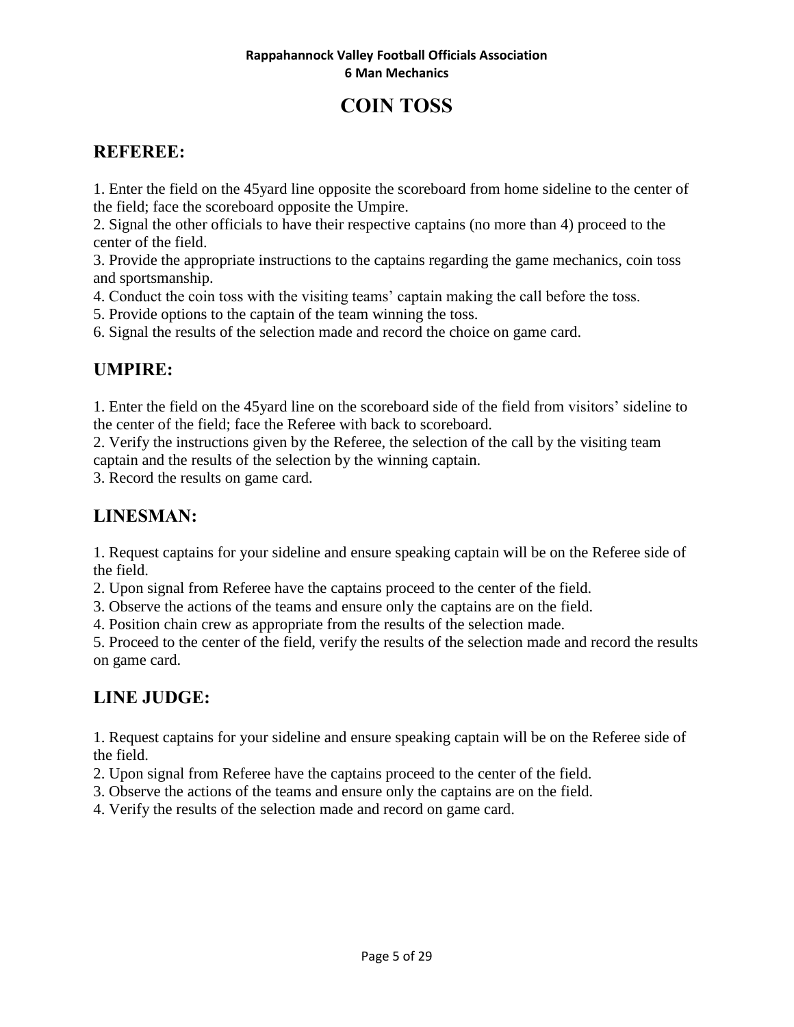# COIN TOSS

## REFEREE:

1. Enter the field on the 45yard line opposite the scoreboard from home sideline to the center of the field; face the scoreboard opposite the Umpire.
2. Signal the other officials to have their respective captains (no more than 4) proceed to the center of the field.
3. Provide the appropriate instructions to the captains regarding the game mechanics, coin toss and sportsmanship.
4. Conduct the coin toss with the visiting teams' captain making the call before the toss.
5. Provide options to the captain of the team winning the toss.
6. Signal the results of the selection made and record the choice on game card.

## UMPIRE:

1. Enter the field on the 45yard line on the scoreboard side of the field from visitors' sideline to the center of the field; face the Referee with back to scoreboard.
2. Verify the instructions given by the Referee, the selection of the call by the visiting team captain and the results of the selection by the winning captain.
3. Record the results on game card.

## LINESMAN:

1. Request captains for your sideline and ensure speaking captain will be on the Referee side of the field.
2. Upon signal from Referee have the captains proceed to the center of the field.
3. Observe the actions of the teams and ensure only the captains are on the field.
4. Position chain crew as appropriate from the results of the selection made.
5. Proceed to the center of the field, verify the results of the selection made and record the results on game card.

## LINE JUDGE:

1. Request captains for your sideline and ensure speaking captain will be on the Referee side of the field.
2. Upon signal from Referee have the captains proceed to the center of the field.
3. Observe the actions of the teams and ensure only the captains are on the field.
4. Verify the results of the selection made and record on game card.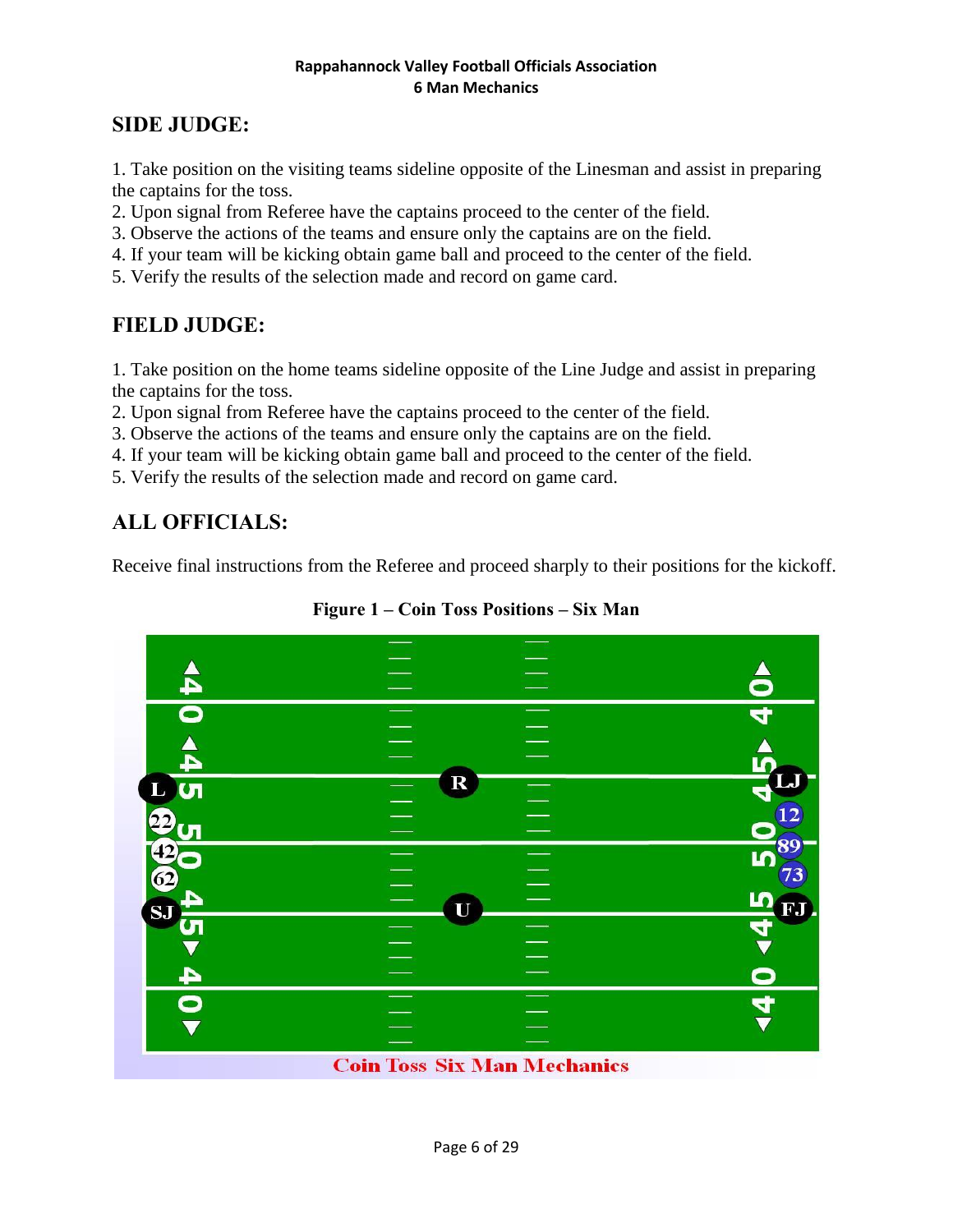## SIDE JUDGE:

1. Take position on the visiting teams sideline opposite of the Linesman and assist in preparing the captains for the toss.
2. Upon signal from Referee have the captains proceed to the center of the field.
3. Observe the actions of the teams and ensure only the captains are on the field.
4. If your team will be kicking obtain game ball and proceed to the center of the field.
5. Verify the results of the selection made and record on game card.

## FIELD JUDGE:

1. Take position on the home teams sideline opposite of the Line Judge and assist in preparing the captains for the toss.
2. Upon signal from Referee have the captains proceed to the center of the field.
3. Observe the actions of the teams and ensure only the captains are on the field.
4. If your team will be kicking obtain game ball and proceed to the center of the field.
5. Verify the results of the selection made and record on game card.

## ALL OFFICIALS:

Receive final instructions from the Referee and proceed sharply to their positions for the kickoff.

**Figure 1 – Coin Toss Positions – Six Man**

Coin Toss Six Man Mechanics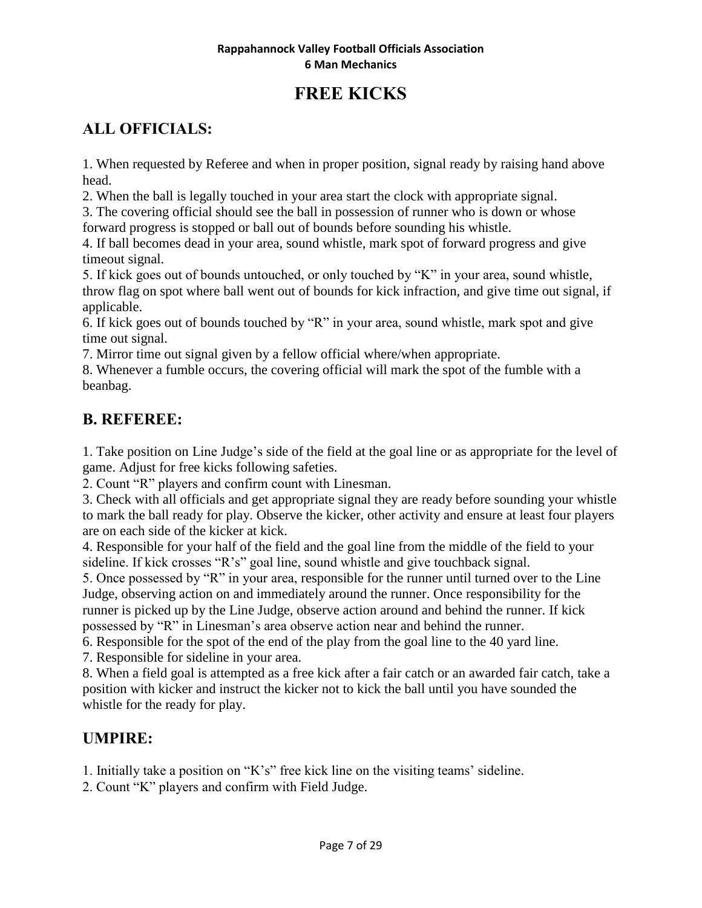# FREE KICKS

## ALL OFFICIALS:

1. When requested by Referee and when in proper position, signal ready by raising hand above head.
2. When the ball is legally touched in your area start the clock with appropriate signal.
3. The covering official should see the ball in possession of runner who is down or whose forward progress is stopped or ball out of bounds before sounding his whistle.
4. If ball becomes dead in your area, sound whistle, mark spot of forward progress and give timeout signal.
5. If kick goes out of bounds untouched, or only touched by "K" in your area, sound whistle, throw flag on spot where ball went out of bounds for kick infraction, and give time out signal, if applicable.
6. If kick goes out of bounds touched by "R" in your area, sound whistle, mark spot and give time out signal.
7. Mirror time out signal given by a fellow official where/when appropriate.
8. Whenever a fumble occurs, the covering official will mark the spot of the fumble with a beanbag.

## B. REFEREE:

1. Take position on Line Judge's side of the field at the goal line or as appropriate for the level of game. Adjust for free kicks following safeties.
2. Count "R" players and confirm count with Linesman.
3. Check with all officials and get appropriate signal they are ready before sounding your whistle to mark the ball ready for play. Observe the kicker, other activity and ensure at least four players are on each side of the kicker at kick.
4. Responsible for your half of the field and the goal line from the middle of the field to your sideline. If kick crosses "R's" goal line, sound whistle and give touchback signal.
5. Once possessed by "R" in your area, responsible for the runner until turned over to the Line Judge, observing action on and immediately around the runner. Once responsibility for the runner is picked up by the Line Judge, observe action around and behind the runner. If kick possessed by "R" in Linesman's area observe action near and behind the runner.
6. Responsible for the spot of the end of the play from the goal line to the 40 yard line.
7. Responsible for sideline in your area.
8. When a field goal is attempted as a free kick after a fair catch or an awarded fair catch, take a position with kicker and instruct the kicker not to kick the ball until you have sounded the whistle for the ready for play.

## UMPIRE:

1. Initially take a position on "K's" free kick line on the visiting teams' sideline.
2. Count "K" players and confirm with Field Judge.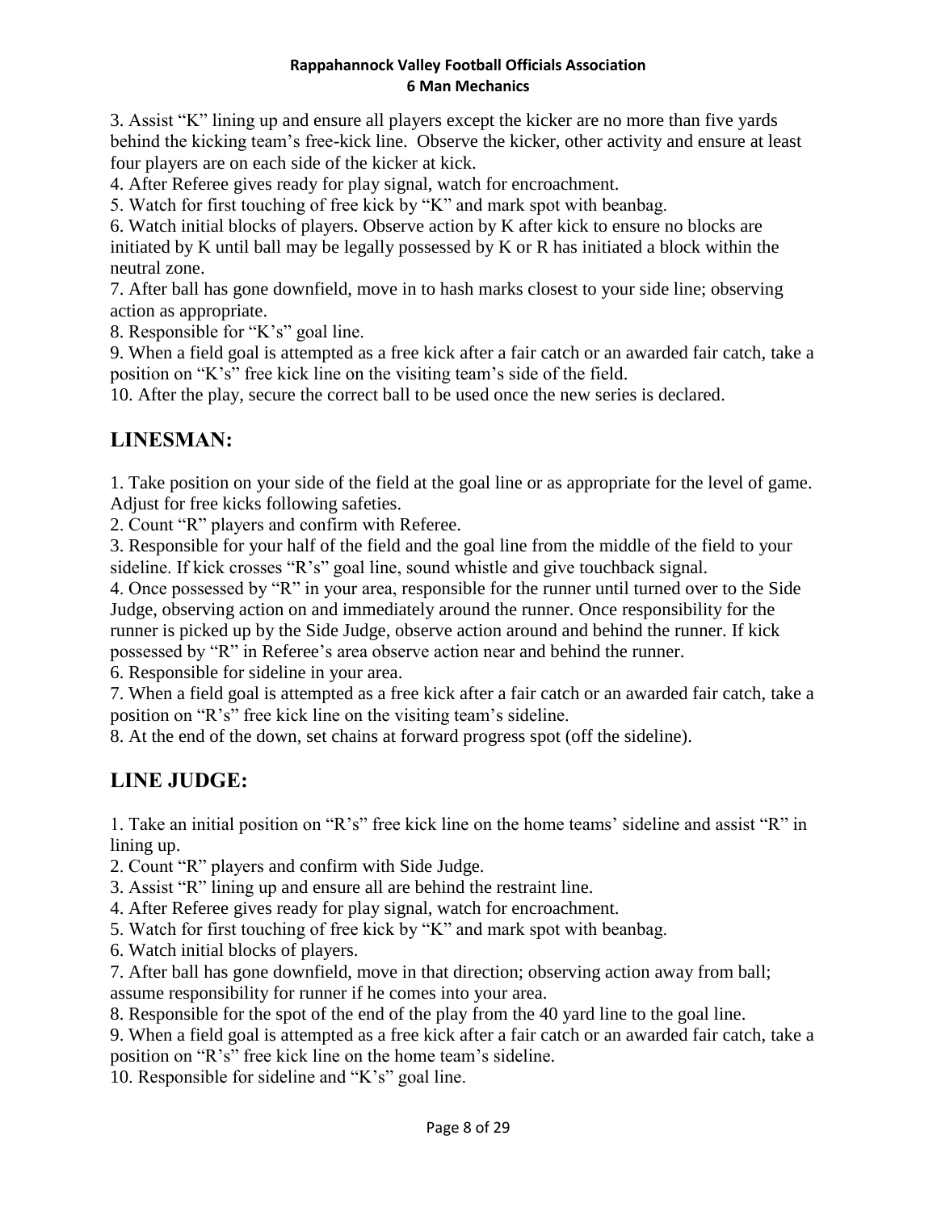3. Assist “K” lining up and ensure all players except the kicker are no more than five yards behind the kicking team’s free-kick line. Observe the kicker, other activity and ensure at least four players are on each side of the kicker at kick.

4. After Referee gives ready for play signal, watch for encroachment.

5. Watch for first touching of free kick by “K” and mark spot with beanbag.

6. Watch initial blocks of players. Observe action by K after kick to ensure no blocks are initiated by K until ball may be legally possessed by K or R has initiated a block within the neutral zone.

7. After ball has gone downfield, move in to hash marks closest to your side line; observing action as appropriate.

8. Responsible for “K’s” goal line.

9. When a field goal is attempted as a free kick after a fair catch or an awarded fair catch, take a position on “K’s” free kick line on the visiting team’s side of the field.

10. After the play, secure the correct ball to be used once the new series is declared.

## LINESMAN:

1. Take position on your side of the field at the goal line or as appropriate for the level of game. Adjust for free kicks following safeties.

2. Count “R” players and confirm with Referee.

3. Responsible for your half of the field and the goal line from the middle of the field to your sideline. If kick crosses “R’s” goal line, sound whistle and give touchback signal.

4. Once possessed by “R” in your area, responsible for the runner until turned over to the Side Judge, observing action on and immediately around the runner. Once responsibility for the runner is picked up by the Side Judge, observe action around and behind the runner. If kick possessed by “R” in Referee’s area observe action near and behind the runner.

6. Responsible for sideline in your area.

7. When a field goal is attempted as a free kick after a fair catch or an awarded fair catch, take a position on “R’s” free kick line on the visiting team’s sideline.

8. At the end of the down, set chains at forward progress spot (off the sideline).

## LINE JUDGE:

1. Take an initial position on “R’s” free kick line on the home teams’ sideline and assist “R” in lining up.

2. Count “R” players and confirm with Side Judge.

3. Assist “R” lining up and ensure all are behind the restraint line.

4. After Referee gives ready for play signal, watch for encroachment.

5. Watch for first touching of free kick by “K” and mark spot with beanbag.

6. Watch initial blocks of players.

7. After ball has gone downfield, move in that direction; observing action away from ball; assume responsibility for runner if he comes into your area.

8. Responsible for the spot of the end of the play from the 40 yard line to the goal line.

9. When a field goal is attempted as a free kick after a fair catch or an awarded fair catch, take a position on “R’s” free kick line on the home team’s sideline.

10. Responsible for sideline and “K’s” goal line.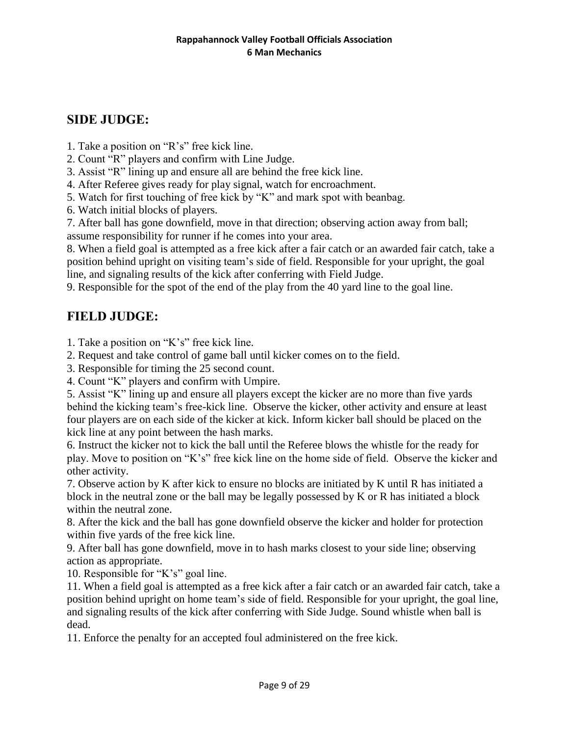## SIDE JUDGE:

1. Take a position on "R's" free kick line.
2. Count "R" players and confirm with Line Judge.
3. Assist "R" lining up and ensure all are behind the free kick line.
4. After Referee gives ready for play signal, watch for encroachment.
5. Watch for first touching of free kick by "K" and mark spot with beanbag.
6. Watch initial blocks of players.
7. After ball has gone downfield, move in that direction; observing action away from ball; assume responsibility for runner if he comes into your area.
8. When a field goal is attempted as a free kick after a fair catch or an awarded fair catch, take a position behind upright on visiting team's side of field. Responsible for your upright, the goal line, and signaling results of the kick after conferring with Field Judge.
9. Responsible for the spot of the end of the play from the 40 yard line to the goal line.

## FIELD JUDGE:

1. Take a position on "K's" free kick line.
2. Request and take control of game ball until kicker comes on to the field.
3. Responsible for timing the 25 second count.
4. Count "K" players and confirm with Umpire.
5. Assist "K" lining up and ensure all players except the kicker are no more than five yards behind the kicking team's free-kick line. Observe the kicker, other activity and ensure at least four players are on each side of the kicker at kick. Inform kicker ball should be placed on the kick line at any point between the hash marks.
6. Instruct the kicker not to kick the ball until the Referee blows the whistle for the ready for play. Move to position on "K's" free kick line on the home side of field. Observe the kicker and other activity.
7. Observe action by K after kick to ensure no blocks are initiated by K until R has initiated a block in the neutral zone or the ball may be legally possessed by K or R has initiated a block within the neutral zone.
8. After the kick and the ball has gone downfield observe the kicker and holder for protection within five yards of the free kick line.
9. After ball has gone downfield, move in to hash marks closest to your side line; observing action as appropriate.
10. Responsible for "K's" goal line.
11. When a field goal is attempted as a free kick after a fair catch or an awarded fair catch, take a position behind upright on home team's side of field. Responsible for your upright, the goal line, and signaling results of the kick after conferring with Side Judge. Sound whistle when ball is dead.
11. Enforce the penalty for an accepted foul administered on the free kick.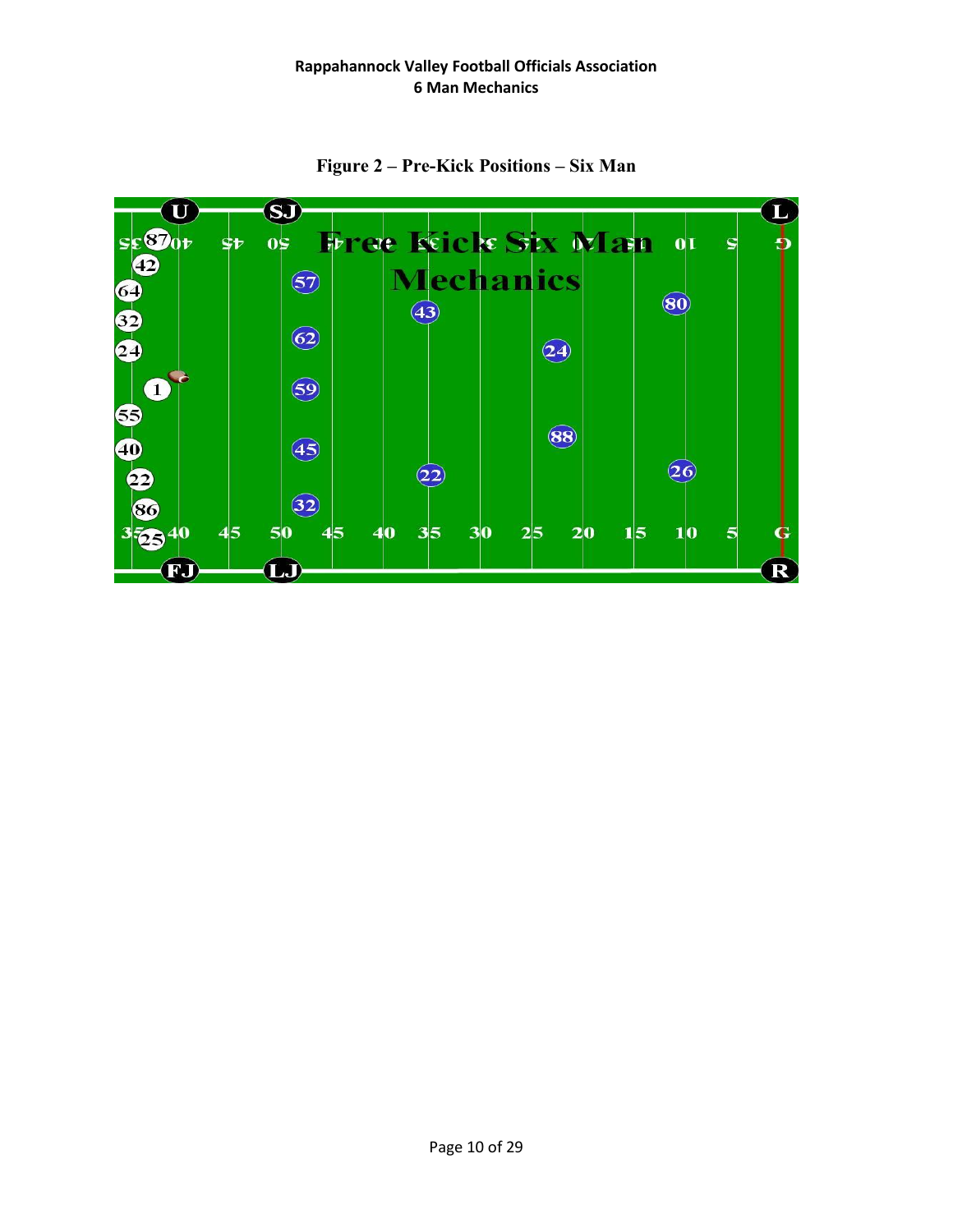**Figure 2 – Pre-Kick Positions – Six Man**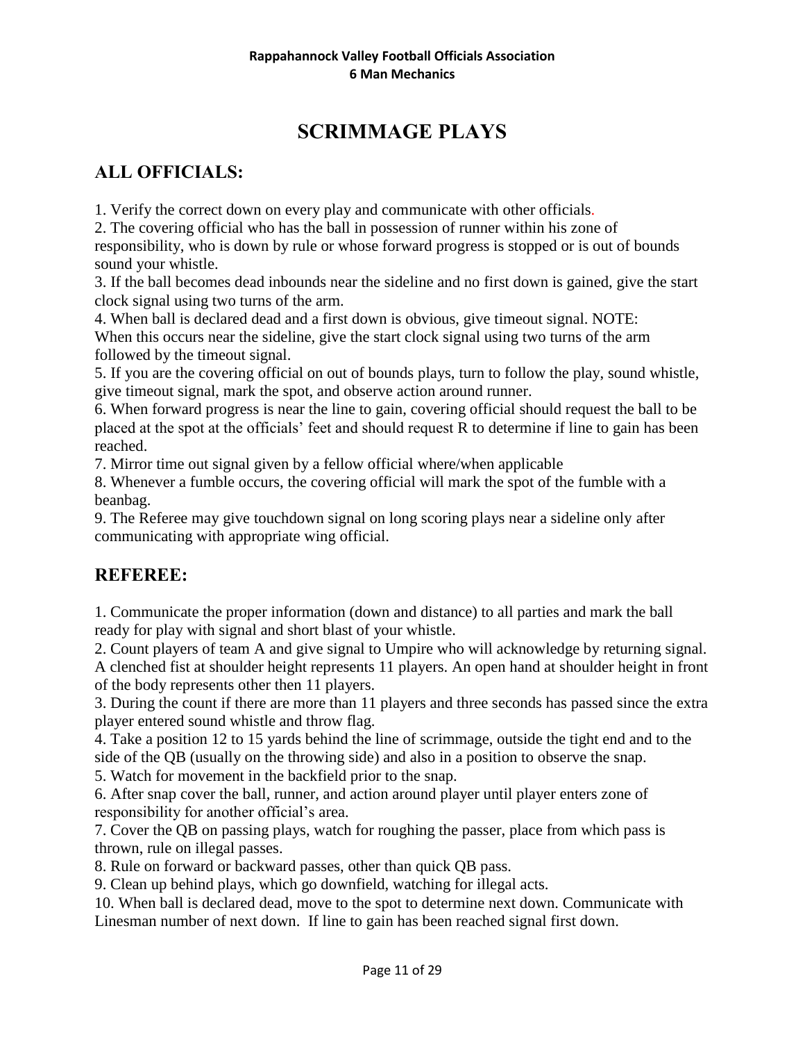# SCRIMMAGE PLAYS

## ALL OFFICIALS:

1. Verify the correct down on every play and communicate with other officials.
2. The covering official who has the ball in possession of runner within his zone of responsibility, who is down by rule or whose forward progress is stopped or is out of bounds sound your whistle.
3. If the ball becomes dead inbounds near the sideline and no first down is gained, give the start clock signal using two turns of the arm.
4. When ball is declared dead and a first down is obvious, give timeout signal. NOTE: When this occurs near the sideline, give the start clock signal using two turns of the arm followed by the timeout signal.
5. If you are the covering official on out of bounds plays, turn to follow the play, sound whistle, give timeout signal, mark the spot, and observe action around runner.
6. When forward progress is near the line to gain, covering official should request the ball to be placed at the spot at the officials' feet and should request R to determine if line to gain has been reached.
7. Mirror time out signal given by a fellow official where/when applicable
8. Whenever a fumble occurs, the covering official will mark the spot of the fumble with a beanbag.
9. The Referee may give touchdown signal on long scoring plays near a sideline only after communicating with appropriate wing official.

## REFEREE:

1. Communicate the proper information (down and distance) to all parties and mark the ball ready for play with signal and short blast of your whistle.
2. Count players of team A and give signal to Umpire who will acknowledge by returning signal. A clenched fist at shoulder height represents 11 players. An open hand at shoulder height in front of the body represents other then 11 players.
3. During the count if there are more than 11 players and three seconds has passed since the extra player entered sound whistle and throw flag.
4. Take a position 12 to 15 yards behind the line of scrimmage, outside the tight end and to the side of the QB (usually on the throwing side) and also in a position to observe the snap.
5. Watch for movement in the backfield prior to the snap.
6. After snap cover the ball, runner, and action around player until player enters zone of responsibility for another official's area.
7. Cover the QB on passing plays, watch for roughing the passer, place from which pass is thrown, rule on illegal passes.
8. Rule on forward or backward passes, other than quick QB pass.
9. Clean up behind plays, which go downfield, watching for illegal acts.
10. When ball is declared dead, move to the spot to determine next down. Communicate with Linesman number of next down. If line to gain has been reached signal first down.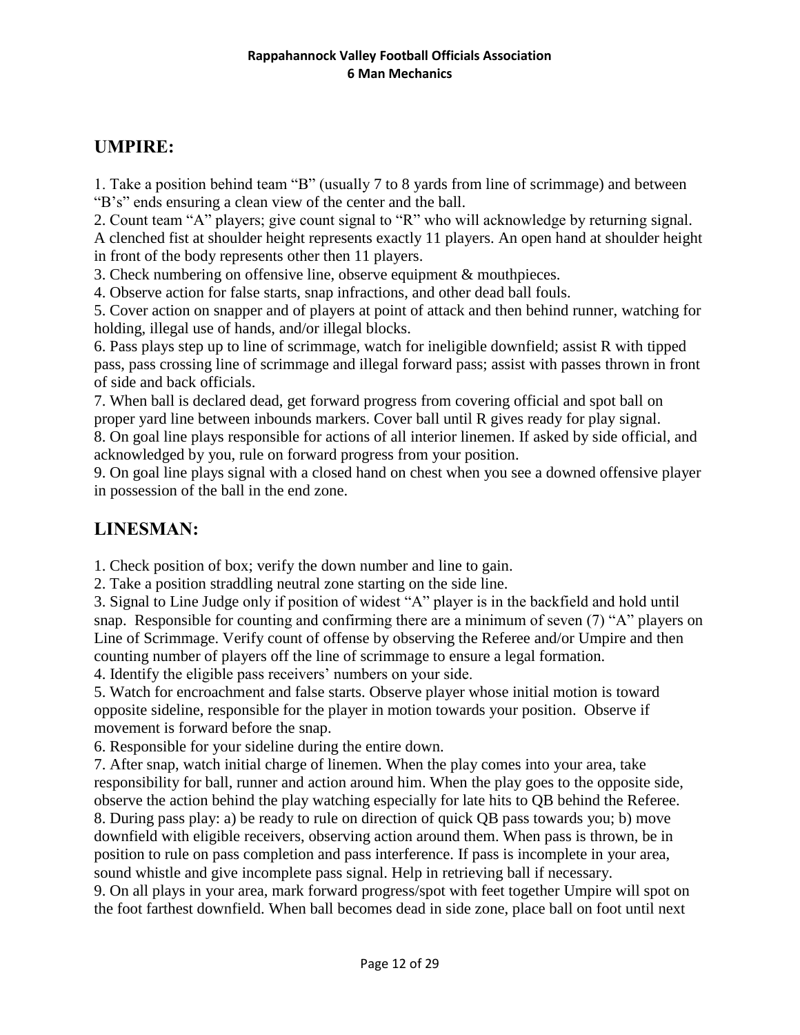## UMPIRE:

1. Take a position behind team "B" (usually 7 to 8 yards from line of scrimmage) and between "B's" ends ensuring a clean view of the center and the ball.
2. Count team "A" players; give count signal to "R" who will acknowledge by returning signal. A clenched fist at shoulder height represents exactly 11 players. An open hand at shoulder height in front of the body represents other then 11 players.
3. Check numbering on offensive line, observe equipment & mouthpieces.
4. Observe action for false starts, snap infractions, and other dead ball fouls.
5. Cover action on snapper and of players at point of attack and then behind runner, watching for holding, illegal use of hands, and/or illegal blocks.
6. Pass plays step up to line of scrimmage, watch for ineligible downfield; assist R with tipped pass, pass crossing line of scrimmage and illegal forward pass; assist with passes thrown in front of side and back officials.
7. When ball is declared dead, get forward progress from covering official and spot ball on proper yard line between inbounds markers. Cover ball until R gives ready for play signal.
8. On goal line plays responsible for actions of all interior linemen. If asked by side official, and acknowledged by you, rule on forward progress from your position.
9. On goal line plays signal with a closed hand on chest when you see a downed offensive player in possession of the ball in the end zone.

## LINESMAN:

1. Check position of box; verify the down number and line to gain.
2. Take a position straddling neutral zone starting on the side line.
3. Signal to Line Judge only if position of widest "A" player is in the backfield and hold until snap. Responsible for counting and confirming there are a minimum of seven (7) "A" players on Line of Scrimmage. Verify count of offense by observing the Referee and/or Umpire and then counting number of players off the line of scrimmage to ensure a legal formation.
4. Identify the eligible pass receivers' numbers on your side.
5. Watch for encroachment and false starts. Observe player whose initial motion is toward opposite sideline, responsible for the player in motion towards your position. Observe if movement is forward before the snap.
6. Responsible for your sideline during the entire down.
7. After snap, watch initial charge of linemen. When the play comes into your area, take responsibility for ball, runner and action around him. When the play goes to the opposite side, observe the action behind the play watching especially for late hits to QB behind the Referee.
8. During pass play: a) be ready to rule on direction of quick QB pass towards you; b) move downfield with eligible receivers, observing action around them. When pass is thrown, be in position to rule on pass completion and pass interference. If pass is incomplete in your area, sound whistle and give incomplete pass signal. Help in retrieving ball if necessary.
9. On all plays in your area, mark forward progress/spot with feet together Umpire will spot on the foot farthest downfield. When ball becomes dead in side zone, place ball on foot until next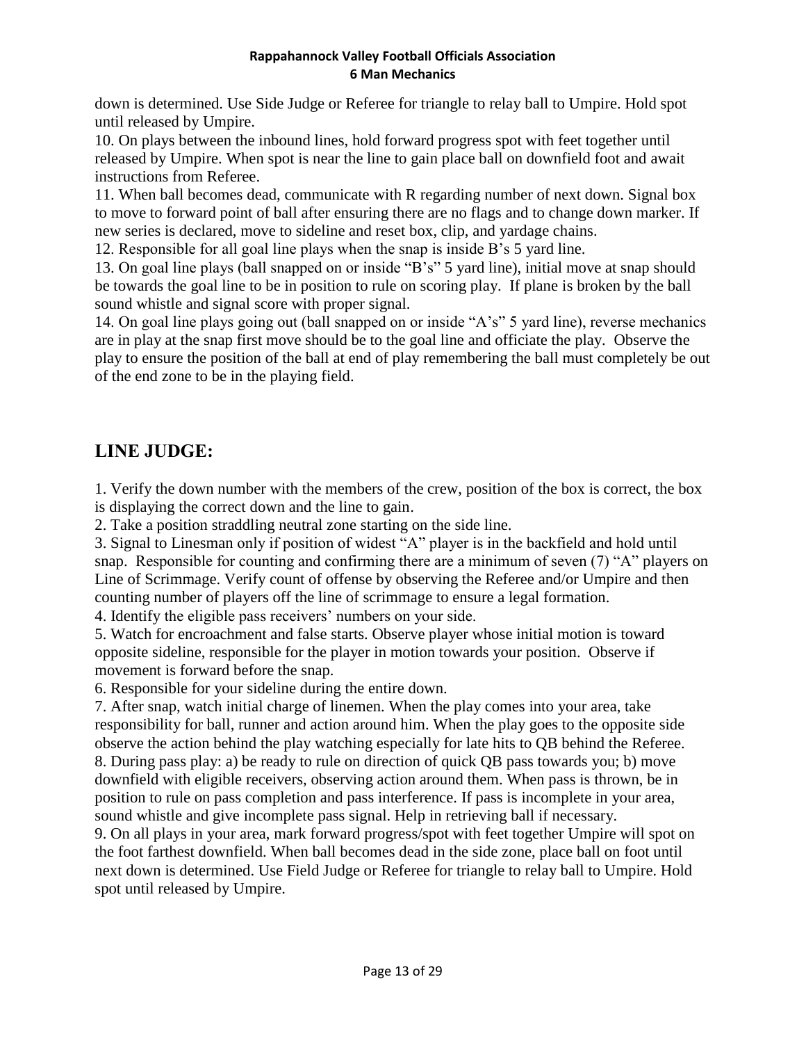down is determined. Use Side Judge or Referee for triangle to relay ball to Umpire. Hold spot until released by Umpire.

10. On plays between the inbound lines, hold forward progress spot with feet together until released by Umpire. When spot is near the line to gain place ball on downfield foot and await instructions from Referee.

11. When ball becomes dead, communicate with R regarding number of next down. Signal box to move to forward point of ball after ensuring there are no flags and to change down marker. If new series is declared, move to sideline and reset box, clip, and yardage chains.

12. Responsible for all goal line plays when the snap is inside B's 5 yard line.

13. On goal line plays (ball snapped on or inside "B's" 5 yard line), initial move at snap should be towards the goal line to be in position to rule on scoring play. If plane is broken by the ball sound whistle and signal score with proper signal.

14. On goal line plays going out (ball snapped on or inside "A's" 5 yard line), reverse mechanics are in play at the snap first move should be to the goal line and officiate the play. Observe the play to ensure the position of the ball at end of play remembering the ball must completely be out of the end zone to be in the playing field.

## LINE JUDGE:

1. Verify the down number with the members of the crew, position of the box is correct, the box is displaying the correct down and the line to gain.

2. Take a position straddling neutral zone starting on the side line.

3. Signal to Linesman only if position of widest "A" player is in the backfield and hold until snap. Responsible for counting and confirming there are a minimum of seven (7) "A" players on Line of Scrimmage. Verify count of offense by observing the Referee and/or Umpire and then counting number of players off the line of scrimmage to ensure a legal formation.

4. Identify the eligible pass receivers' numbers on your side.

5. Watch for encroachment and false starts. Observe player whose initial motion is toward opposite sideline, responsible for the player in motion towards your position. Observe if movement is forward before the snap.

6. Responsible for your sideline during the entire down.

7. After snap, watch initial charge of linemen. When the play comes into your area, take responsibility for ball, runner and action around him. When the play goes to the opposite side observe the action behind the play watching especially for late hits to QB behind the Referee.

8. During pass play: a) be ready to rule on direction of quick QB pass towards you; b) move downfield with eligible receivers, observing action around them. When pass is thrown, be in position to rule on pass completion and pass interference. If pass is incomplete in your area, sound whistle and give incomplete pass signal. Help in retrieving ball if necessary.

9. On all plays in your area, mark forward progress/spot with feet together Umpire will spot on the foot farthest downfield. When ball becomes dead in the side zone, place ball on foot until next down is determined. Use Field Judge or Referee for triangle to relay ball to Umpire. Hold spot until released by Umpire.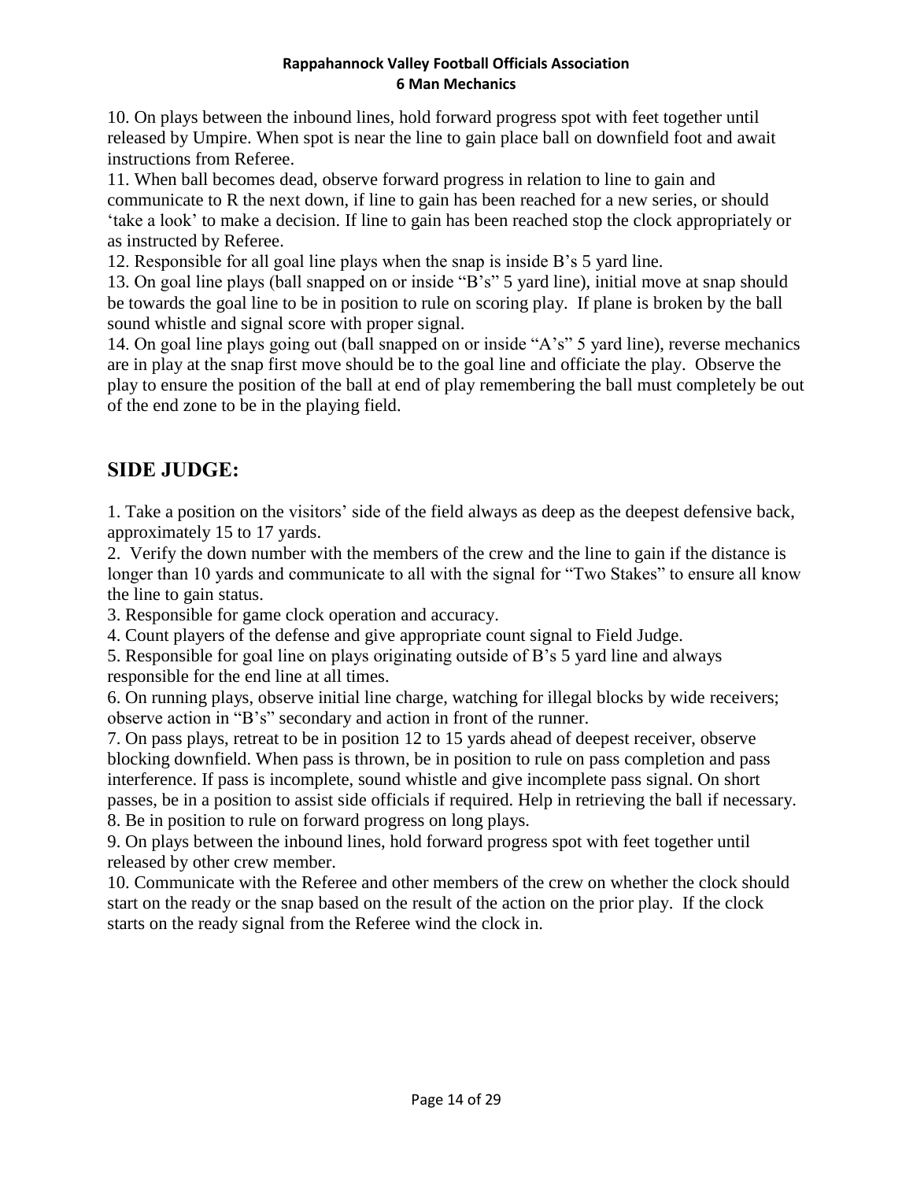10. On plays between the inbound lines, hold forward progress spot with feet together until released by Umpire. When spot is near the line to gain place ball on downfield foot and await instructions from Referee.

11. When ball becomes dead, observe forward progress in relation to line to gain and communicate to R the next down, if line to gain has been reached for a new series, or should 'take a look' to make a decision. If line to gain has been reached stop the clock appropriately or as instructed by Referee.

12. Responsible for all goal line plays when the snap is inside B's 5 yard line.

13. On goal line plays (ball snapped on or inside "B's" 5 yard line), initial move at snap should be towards the goal line to be in position to rule on scoring play. If plane is broken by the ball sound whistle and signal score with proper signal.

14. On goal line plays going out (ball snapped on or inside "A's" 5 yard line), reverse mechanics are in play at the snap first move should be to the goal line and officiate the play. Observe the play to ensure the position of the ball at end of play remembering the ball must completely be out of the end zone to be in the playing field.

## SIDE JUDGE:

1. Take a position on the visitors' side of the field always as deep as the deepest defensive back, approximately 15 to 17 yards.

2. Verify the down number with the members of the crew and the line to gain if the distance is longer than 10 yards and communicate to all with the signal for "Two Stakes" to ensure all know the line to gain status.

3. Responsible for game clock operation and accuracy.

4. Count players of the defense and give appropriate count signal to Field Judge.

5. Responsible for goal line on plays originating outside of B's 5 yard line and always responsible for the end line at all times.

6. On running plays, observe initial line charge, watching for illegal blocks by wide receivers; observe action in "B's" secondary and action in front of the runner.

7. On pass plays, retreat to be in position 12 to 15 yards ahead of deepest receiver, observe blocking downfield. When pass is thrown, be in position to rule on pass completion and pass interference. If pass is incomplete, sound whistle and give incomplete pass signal. On short passes, be in a position to assist side officials if required. Help in retrieving the ball if necessary.

8. Be in position to rule on forward progress on long plays.

9. On plays between the inbound lines, hold forward progress spot with feet together until released by other crew member.

10. Communicate with the Referee and other members of the crew on whether the clock should start on the ready or the snap based on the result of the action on the prior play. If the clock starts on the ready signal from the Referee wind the clock in.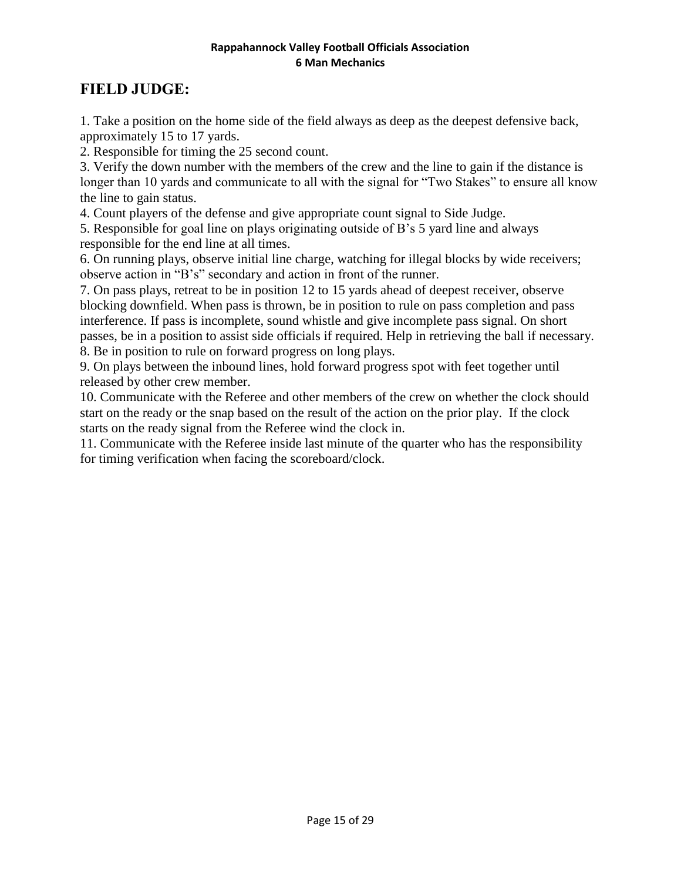## FIELD JUDGE:

1. Take a position on the home side of the field always as deep as the deepest defensive back, approximately 15 to 17 yards.
2. Responsible for timing the 25 second count.
3. Verify the down number with the members of the crew and the line to gain if the distance is longer than 10 yards and communicate to all with the signal for “Two Stakes” to ensure all know the line to gain status.
4. Count players of the defense and give appropriate count signal to Side Judge.
5. Responsible for goal line on plays originating outside of B’s 5 yard line and always responsible for the end line at all times.
6. On running plays, observe initial line charge, watching for illegal blocks by wide receivers; observe action in “B’s” secondary and action in front of the runner.
7. On pass plays, retreat to be in position 12 to 15 yards ahead of deepest receiver, observe blocking downfield. When pass is thrown, be in position to rule on pass completion and pass interference. If pass is incomplete, sound whistle and give incomplete pass signal. On short passes, be in a position to assist side officials if required. Help in retrieving the ball if necessary.
8. Be in position to rule on forward progress on long plays.
9. On plays between the inbound lines, hold forward progress spot with feet together until released by other crew member.
10. Communicate with the Referee and other members of the crew on whether the clock should start on the ready or the snap based on the result of the action on the prior play. If the clock starts on the ready signal from the Referee wind the clock in.
11. Communicate with the Referee inside last minute of the quarter who has the responsibility for timing verification when facing the scoreboard/clock.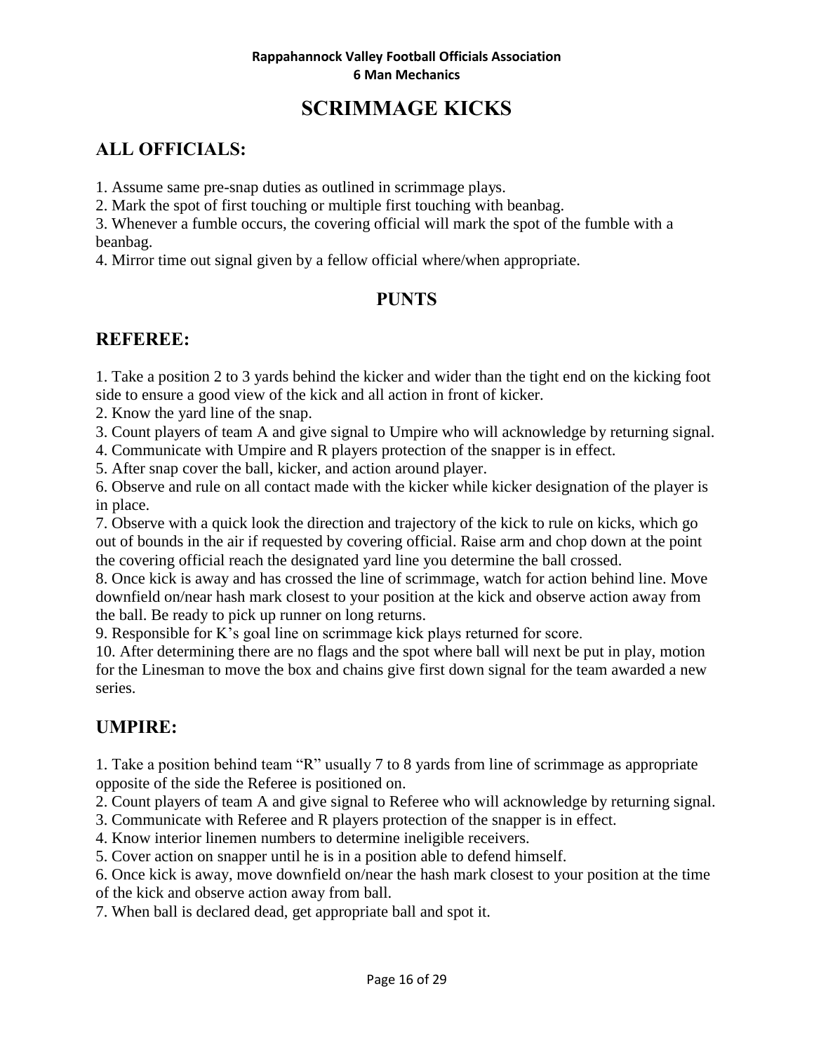# SCRIMMAGE KICKS

## ALL OFFICIALS:

1. Assume same pre-snap duties as outlined in scrimmage plays.
2. Mark the spot of first touching or multiple first touching with beanbag.
3. Whenever a fumble occurs, the covering official will mark the spot of the fumble with a beanbag.
4. Mirror time out signal given by a fellow official where/when appropriate.

## PUNTS

## REFEREE:

1. Take a position 2 to 3 yards behind the kicker and wider than the tight end on the kicking foot side to ensure a good view of the kick and all action in front of kicker.
2. Know the yard line of the snap.
3. Count players of team A and give signal to Umpire who will acknowledge by returning signal.
4. Communicate with Umpire and R players protection of the snapper is in effect.
5. After snap cover the ball, kicker, and action around player.
6. Observe and rule on all contact made with the kicker while kicker designation of the player is in place.
7. Observe with a quick look the direction and trajectory of the kick to rule on kicks, which go out of bounds in the air if requested by covering official. Raise arm and chop down at the point the covering official reach the designated yard line you determine the ball crossed.
8. Once kick is away and has crossed the line of scrimmage, watch for action behind line. Move downfield on/near hash mark closest to your position at the kick and observe action away from the ball. Be ready to pick up runner on long returns.
9. Responsible for K's goal line on scrimmage kick plays returned for score.
10. After determining there are no flags and the spot where ball will next be put in play, motion for the Linesman to move the box and chains give first down signal for the team awarded a new series.

## UMPIRE:

1. Take a position behind team "R" usually 7 to 8 yards from line of scrimmage as appropriate opposite of the side the Referee is positioned on.
2. Count players of team A and give signal to Referee who will acknowledge by returning signal.
3. Communicate with Referee and R players protection of the snapper is in effect.
4. Know interior linemen numbers to determine ineligible receivers.
5. Cover action on snapper until he is in a position able to defend himself.
6. Once kick is away, move downfield on/near the hash mark closest to your position at the time of the kick and observe action away from ball.
7. When ball is declared dead, get appropriate ball and spot it.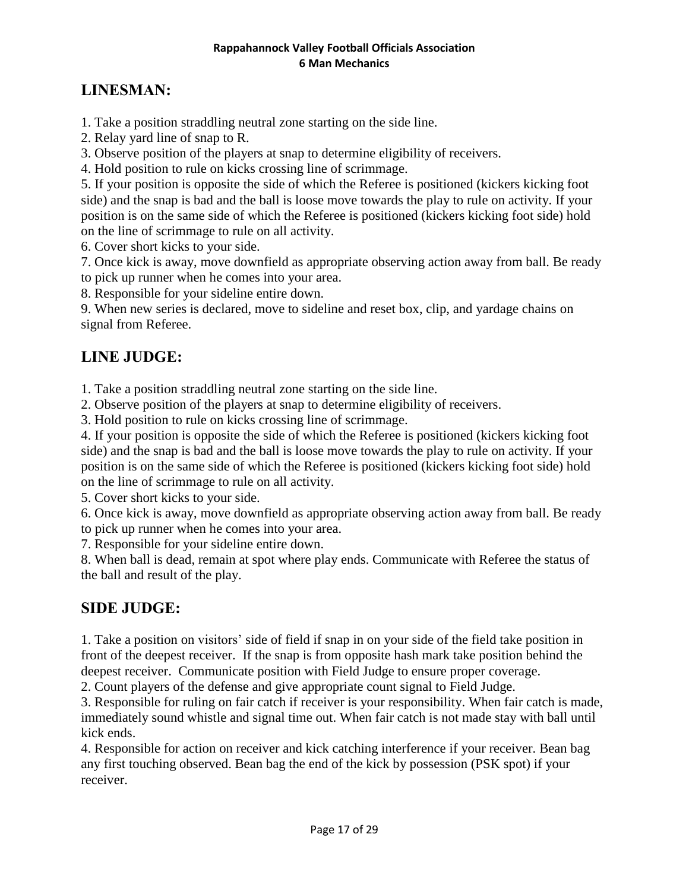## LINESMAN:

1. Take a position straddling neutral zone starting on the side line.
2. Relay yard line of snap to R.
3. Observe position of the players at snap to determine eligibility of receivers.
4. Hold position to rule on kicks crossing line of scrimmage.
5. If your position is opposite the side of which the Referee is positioned (kickers kicking foot side) and the snap is bad and the ball is loose move towards the play to rule on activity. If your position is on the same side of which the Referee is positioned (kickers kicking foot side) hold on the line of scrimmage to rule on all activity.
6. Cover short kicks to your side.
7. Once kick is away, move downfield as appropriate observing action away from ball. Be ready to pick up runner when he comes into your area.
8. Responsible for your sideline entire down.
9. When new series is declared, move to sideline and reset box, clip, and yardage chains on signal from Referee.

## LINE JUDGE:

1. Take a position straddling neutral zone starting on the side line.
2. Observe position of the players at snap to determine eligibility of receivers.
3. Hold position to rule on kicks crossing line of scrimmage.
4. If your position is opposite the side of which the Referee is positioned (kickers kicking foot side) and the snap is bad and the ball is loose move towards the play to rule on activity. If your position is on the same side of which the Referee is positioned (kickers kicking foot side) hold on the line of scrimmage to rule on all activity.
5. Cover short kicks to your side.
6. Once kick is away, move downfield as appropriate observing action away from ball. Be ready to pick up runner when he comes into your area.
7. Responsible for your sideline entire down.
8. When ball is dead, remain at spot where play ends. Communicate with Referee the status of the ball and result of the play.

## SIDE JUDGE:

1. Take a position on visitors' side of field if snap in on your side of the field take position in front of the deepest receiver. If the snap is from opposite hash mark take position behind the deepest receiver. Communicate position with Field Judge to ensure proper coverage.
2. Count players of the defense and give appropriate count signal to Field Judge.
3. Responsible for ruling on fair catch if receiver is your responsibility. When fair catch is made, immediately sound whistle and signal time out. When fair catch is not made stay with ball until kick ends.
4. Responsible for action on receiver and kick catching interference if your receiver. Bean bag any first touching observed. Bean bag the end of the kick by possession (PSK spot) if your receiver.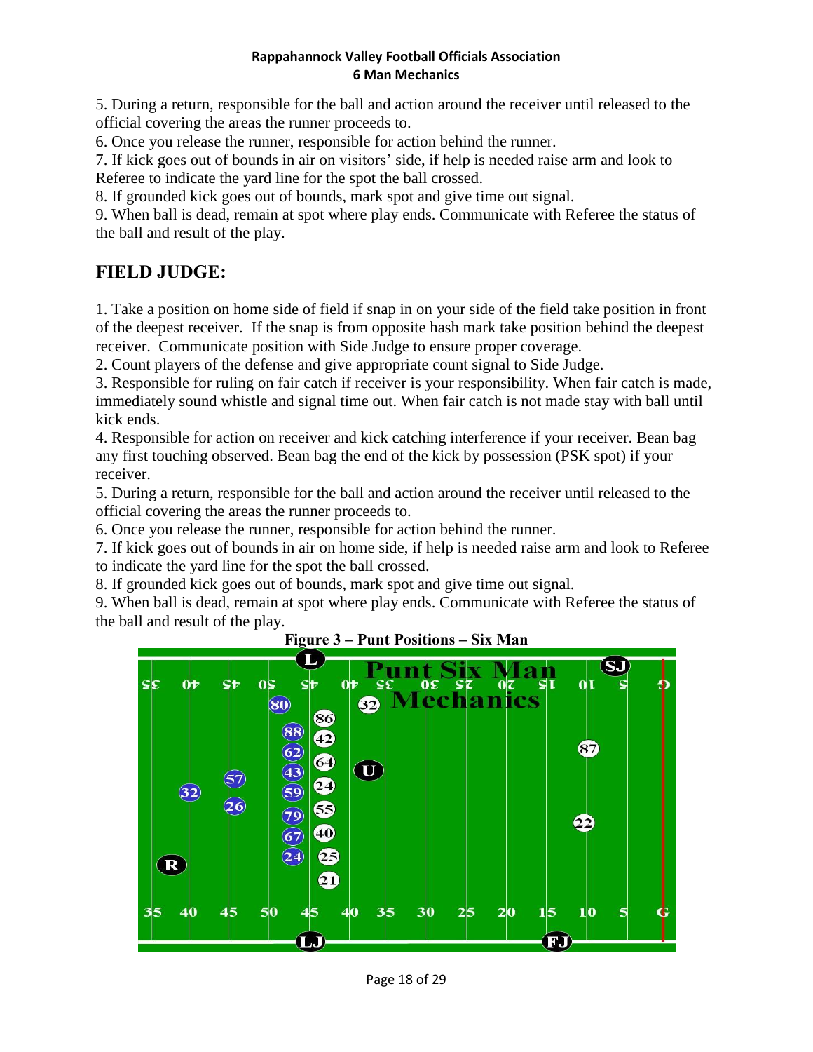5. During a return, responsible for the ball and action around the receiver until released to the official covering the areas the runner proceeds to.
6. Once you release the runner, responsible for action behind the runner.
7. If kick goes out of bounds in air on visitors' side, if help is needed raise arm and look to Referee to indicate the yard line for the spot the ball crossed.
8. If grounded kick goes out of bounds, mark spot and give time out signal.
9. When ball is dead, remain at spot where play ends. Communicate with Referee the status of the ball and result of the play.

## FIELD JUDGE:

1. Take a position on home side of field if snap in on your side of the field take position in front of the deepest receiver. If the snap is from opposite hash mark take position behind the deepest receiver. Communicate position with Side Judge to ensure proper coverage.
2. Count players of the defense and give appropriate count signal to Side Judge.
3. Responsible for ruling on fair catch if receiver is your responsibility. When fair catch is made, immediately sound whistle and signal time out. When fair catch is not made stay with ball until kick ends.
4. Responsible for action on receiver and kick catching interference if your receiver. Bean bag any first touching observed. Bean bag the end of the kick by possession (PSK spot) if your receiver.
5. During a return, responsible for the ball and action around the receiver until released to the official covering the areas the runner proceeds to.
6. Once you release the runner, responsible for action behind the runner.
7. If kick goes out of bounds in air on home side, if help is needed raise arm and look to Referee to indicate the yard line for the spot the ball crossed.
8. If grounded kick goes out of bounds, mark spot and give time out signal.
9. When ball is dead, remain at spot where play ends. Communicate with Referee the status of the ball and result of the play.

**Figure 3 – Punt Positions – Six Man**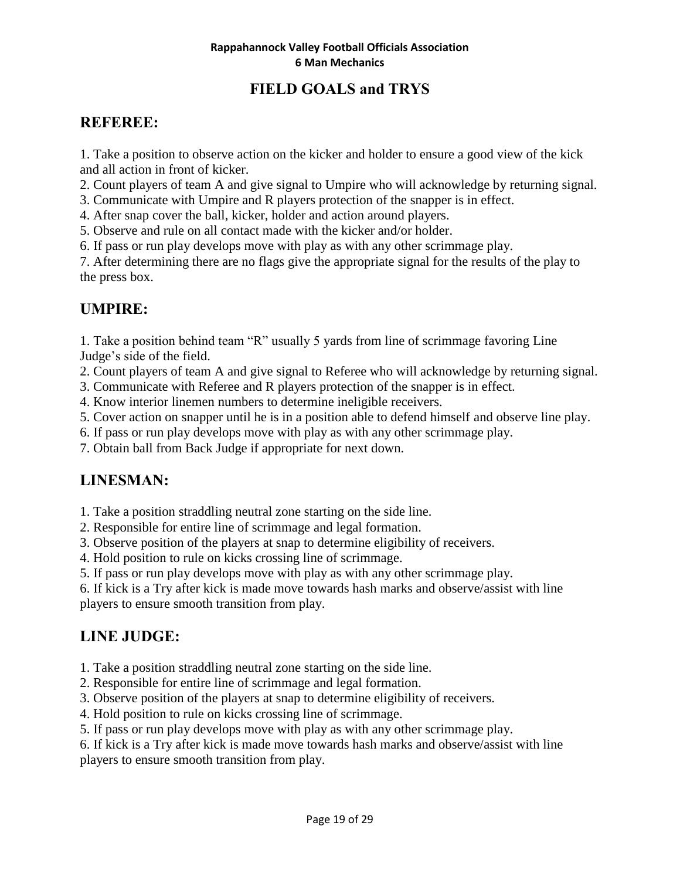# FIELD GOALS and TRYS

## REFEREE:

1. Take a position to observe action on the kicker and holder to ensure a good view of the kick and all action in front of kicker.
2. Count players of team A and give signal to Umpire who will acknowledge by returning signal.
3. Communicate with Umpire and R players protection of the snapper is in effect.
4. After snap cover the ball, kicker, holder and action around players.
5. Observe and rule on all contact made with the kicker and/or holder.
6. If pass or run play develops move with play as with any other scrimmage play.
7. After determining there are no flags give the appropriate signal for the results of the play to the press box.

## UMPIRE:

1. Take a position behind team "R" usually 5 yards from line of scrimmage favoring Line Judge's side of the field.
2. Count players of team A and give signal to Referee who will acknowledge by returning signal.
3. Communicate with Referee and R players protection of the snapper is in effect.
4. Know interior linemen numbers to determine ineligible receivers.
5. Cover action on snapper until he is in a position able to defend himself and observe line play.
6. If pass or run play develops move with play as with any other scrimmage play.
7. Obtain ball from Back Judge if appropriate for next down.

## LINESMAN:

1. Take a position straddling neutral zone starting on the side line.
2. Responsible for entire line of scrimmage and legal formation.
3. Observe position of the players at snap to determine eligibility of receivers.
4. Hold position to rule on kicks crossing line of scrimmage.
5. If pass or run play develops move with play as with any other scrimmage play.
6. If kick is a Try after kick is made move towards hash marks and observe/assist with line players to ensure smooth transition from play.

## LINE JUDGE:

1. Take a position straddling neutral zone starting on the side line.
2. Responsible for entire line of scrimmage and legal formation.
3. Observe position of the players at snap to determine eligibility of receivers.
4. Hold position to rule on kicks crossing line of scrimmage.
5. If pass or run play develops move with play as with any other scrimmage play.
6. If kick is a Try after kick is made move towards hash marks and observe/assist with line players to ensure smooth transition from play.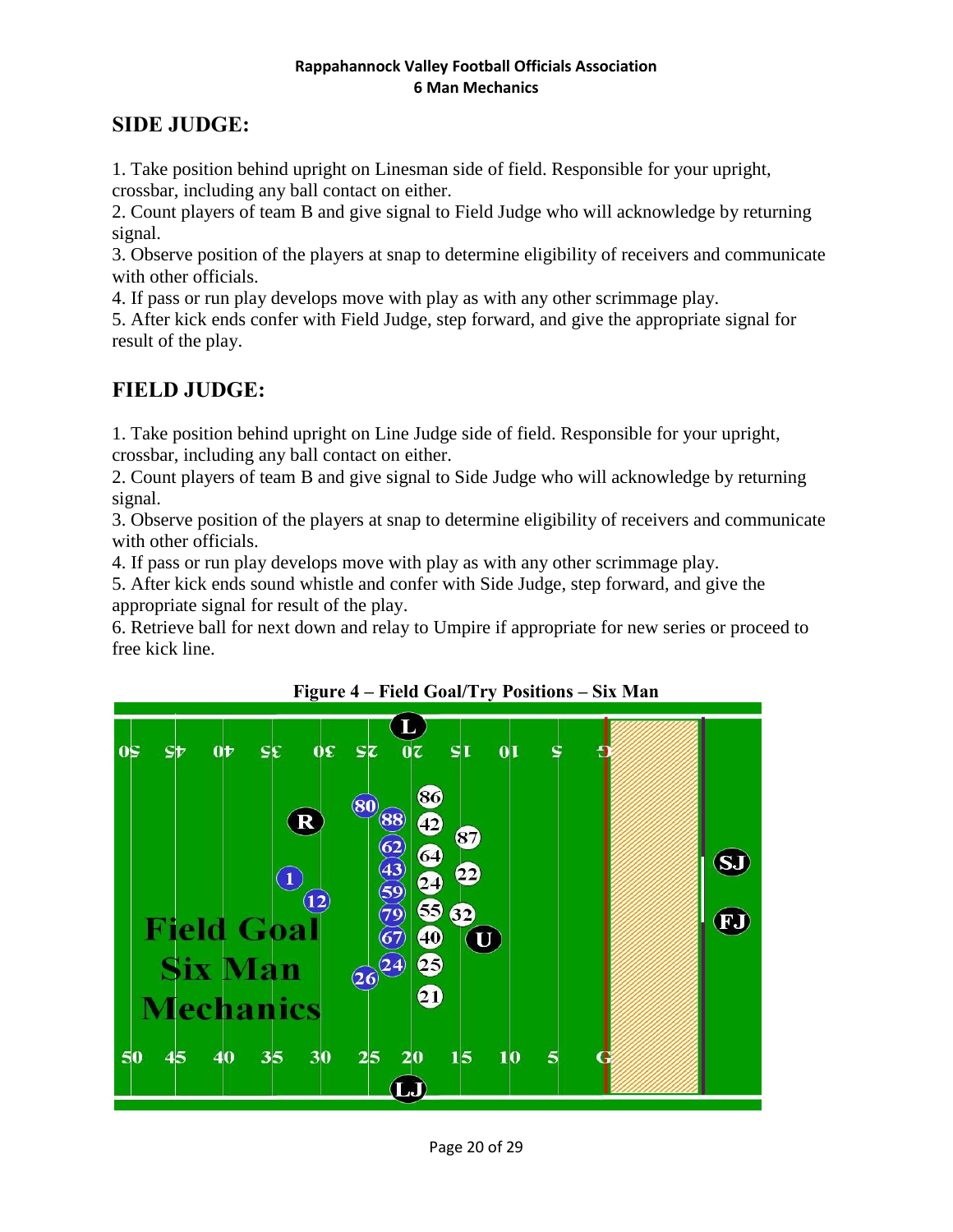## SIDE JUDGE:

1. Take position behind upright on Linesman side of field. Responsible for your upright, crossbar, including any ball contact on either.
2. Count players of team B and give signal to Field Judge who will acknowledge by returning signal.
3. Observe position of the players at snap to determine eligibility of receivers and communicate with other officials.
4. If pass or run play develops move with play as with any other scrimmage play.
5. After kick ends confer with Field Judge, step forward, and give the appropriate signal for result of the play.

## FIELD JUDGE:

1. Take position behind upright on Line Judge side of field. Responsible for your upright, crossbar, including any ball contact on either.
2. Count players of team B and give signal to Side Judge who will acknowledge by returning signal.
3. Observe position of the players at snap to determine eligibility of receivers and communicate with other officials.
4. If pass or run play develops move with play as with any other scrimmage play.
5. After kick ends sound whistle and confer with Side Judge, step forward, and give the appropriate signal for result of the play.
6. Retrieve ball for next down and relay to Umpire if appropriate for new series or proceed to free kick line.

**Figure 4 – Field Goal/Try Positions – Six Man**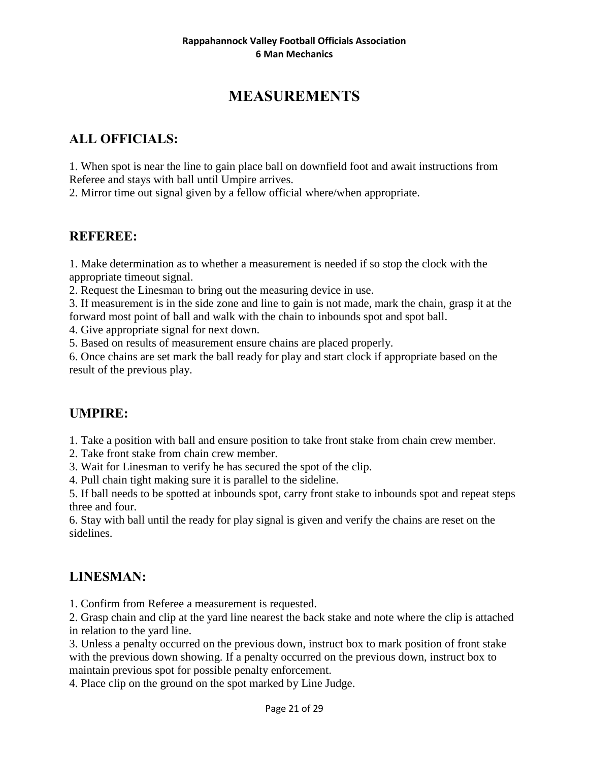# MEASUREMENTS

## ALL OFFICIALS:

1. When spot is near the line to gain place ball on downfield foot and await instructions from Referee and stays with ball until Umpire arrives.
2. Mirror time out signal given by a fellow official where/when appropriate.

## REFEREE:

1. Make determination as to whether a measurement is needed if so stop the clock with the appropriate timeout signal.
2. Request the Linesman to bring out the measuring device in use.
3. If measurement is in the side zone and line to gain is not made, mark the chain, grasp it at the forward most point of ball and walk with the chain to inbounds spot and spot ball.
4. Give appropriate signal for next down.
5. Based on results of measurement ensure chains are placed properly.
6. Once chains are set mark the ball ready for play and start clock if appropriate based on the result of the previous play.

## UMPIRE:

1. Take a position with ball and ensure position to take front stake from chain crew member.
2. Take front stake from chain crew member.
3. Wait for Linesman to verify he has secured the spot of the clip.
4. Pull chain tight making sure it is parallel to the sideline.
5. If ball needs to be spotted at inbounds spot, carry front stake to inbounds spot and repeat steps three and four.
6. Stay with ball until the ready for play signal is given and verify the chains are reset on the sidelines.

## LINESMAN:

1. Confirm from Referee a measurement is requested.
2. Grasp chain and clip at the yard line nearest the back stake and note where the clip is attached in relation to the yard line.
3. Unless a penalty occurred on the previous down, instruct box to mark position of front stake with the previous down showing. If a penalty occurred on the previous down, instruct box to maintain previous spot for possible penalty enforcement.
4. Place clip on the ground on the spot marked by Line Judge.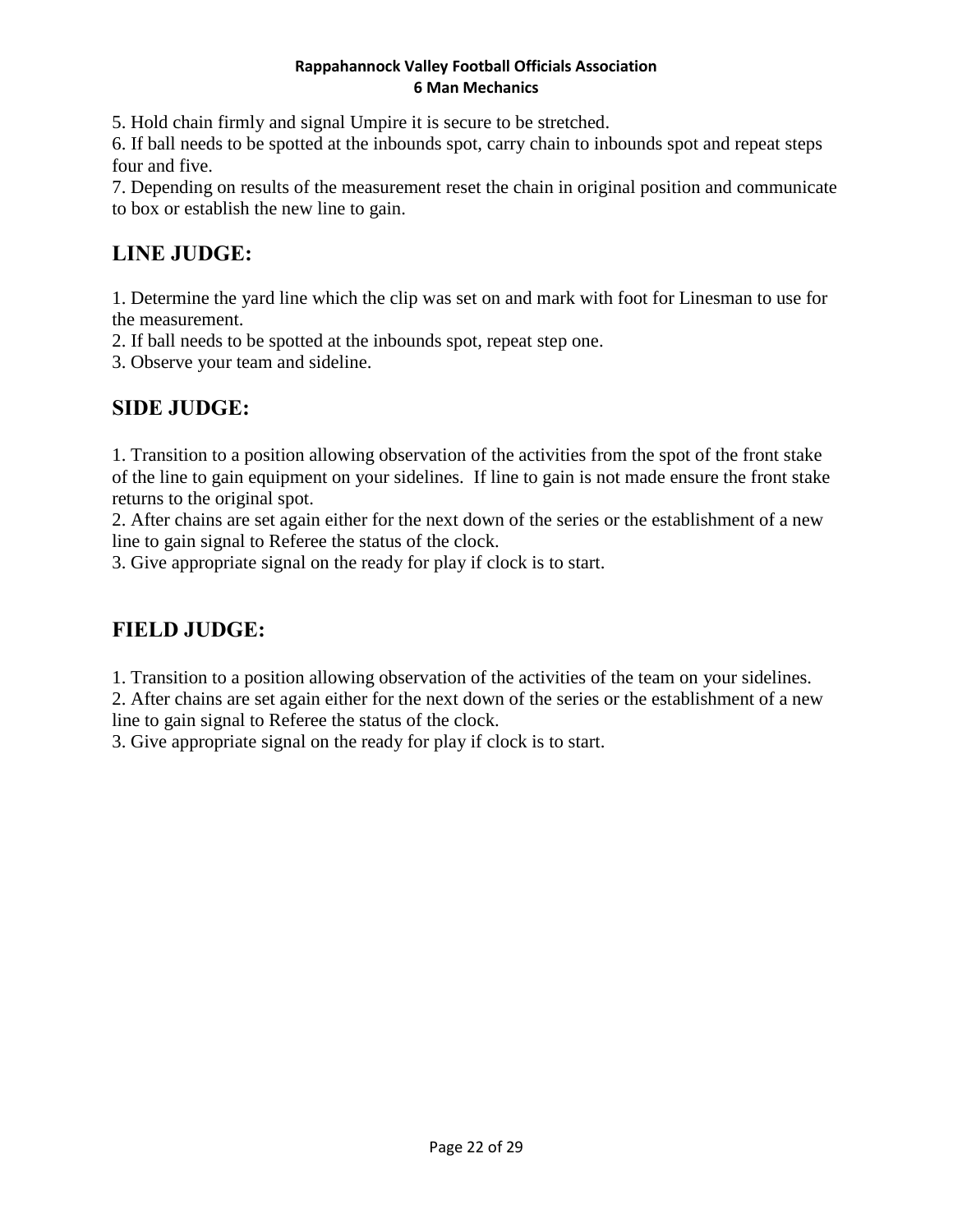5. Hold chain firmly and signal Umpire it is secure to be stretched.
6. If ball needs to be spotted at the inbounds spot, carry chain to inbounds spot and repeat steps four and five.
7. Depending on results of the measurement reset the chain in original position and communicate to box or establish the new line to gain.

## LINE JUDGE:

1. Determine the yard line which the clip was set on and mark with foot for Linesman to use for the measurement.
2. If ball needs to be spotted at the inbounds spot, repeat step one.
3. Observe your team and sideline.

## SIDE JUDGE:

1. Transition to a position allowing observation of the activities from the spot of the front stake of the line to gain equipment on your sidelines. If line to gain is not made ensure the front stake returns to the original spot.
2. After chains are set again either for the next down of the series or the establishment of a new line to gain signal to Referee the status of the clock.
3. Give appropriate signal on the ready for play if clock is to start.

## FIELD JUDGE:

1. Transition to a position allowing observation of the activities of the team on your sidelines.
2. After chains are set again either for the next down of the series or the establishment of a new line to gain signal to Referee the status of the clock.
3. Give appropriate signal on the ready for play if clock is to start.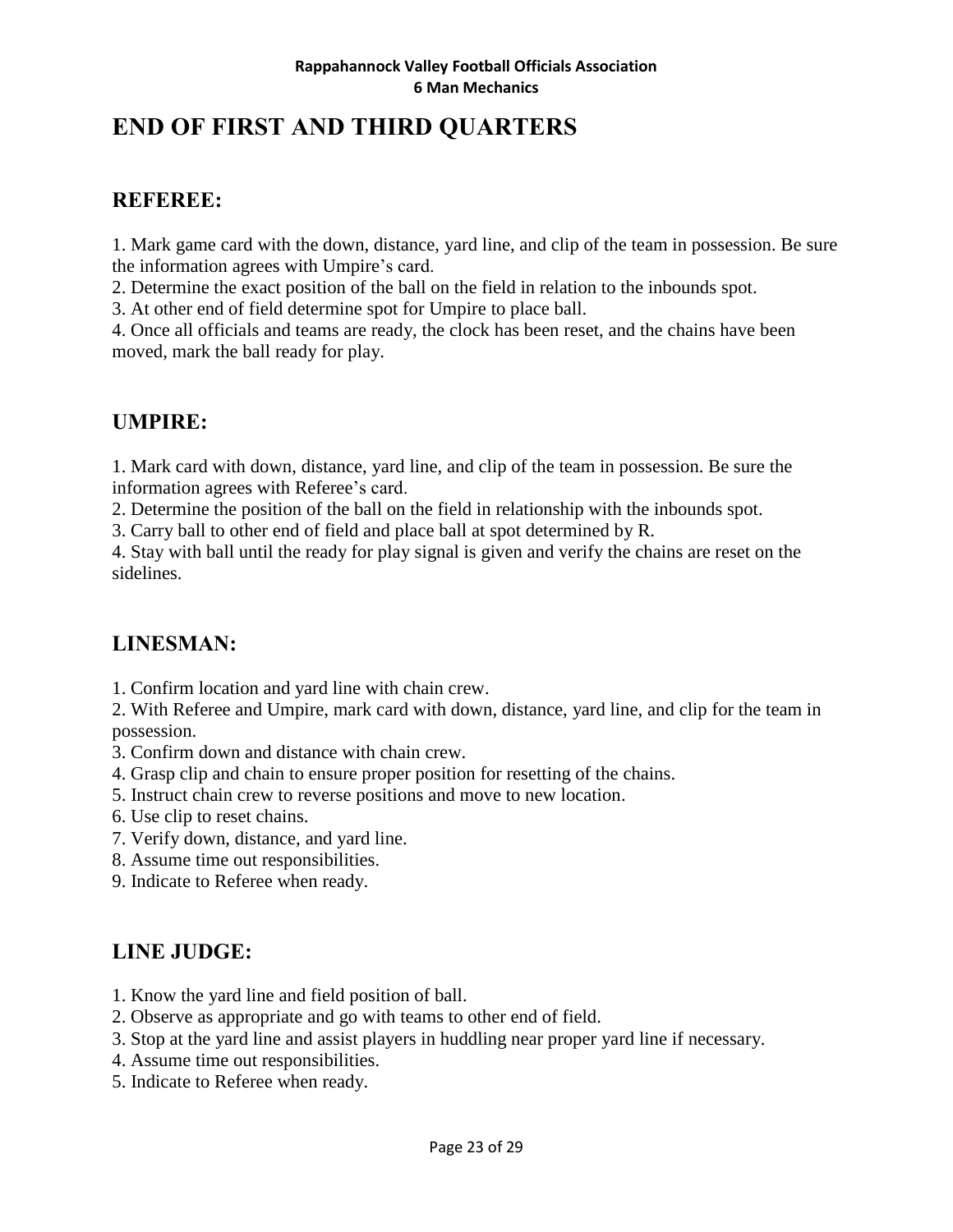# END OF FIRST AND THIRD QUARTERS

## REFEREE:

1. Mark game card with the down, distance, yard line, and clip of the team in possession. Be sure the information agrees with Umpire's card.
2. Determine the exact position of the ball on the field in relation to the inbounds spot.
3. At other end of field determine spot for Umpire to place ball.
4. Once all officials and teams are ready, the clock has been reset, and the chains have been moved, mark the ball ready for play.

## UMPIRE:

1. Mark card with down, distance, yard line, and clip of the team in possession. Be sure the information agrees with Referee's card.
2. Determine the position of the ball on the field in relationship with the inbounds spot.
3. Carry ball to other end of field and place ball at spot determined by R.
4. Stay with ball until the ready for play signal is given and verify the chains are reset on the sidelines.

## LINESMAN:

1. Confirm location and yard line with chain crew.
2. With Referee and Umpire, mark card with down, distance, yard line, and clip for the team in possession.
3. Confirm down and distance with chain crew.
4. Grasp clip and chain to ensure proper position for resetting of the chains.
5. Instruct chain crew to reverse positions and move to new location.
6. Use clip to reset chains.
7. Verify down, distance, and yard line.
8. Assume time out responsibilities.
9. Indicate to Referee when ready.

## LINE JUDGE:

1. Know the yard line and field position of ball.
2. Observe as appropriate and go with teams to other end of field.
3. Stop at the yard line and assist players in huddling near proper yard line if necessary.
4. Assume time out responsibilities.
5. Indicate to Referee when ready.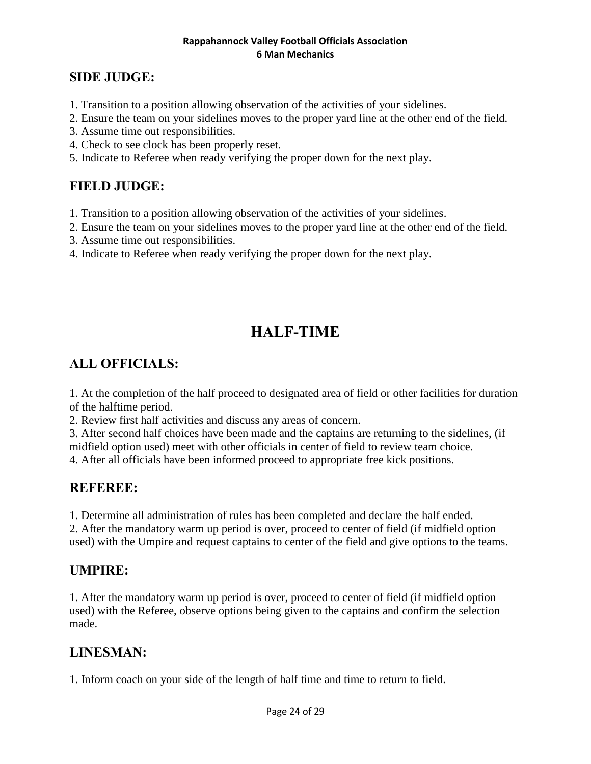## SIDE JUDGE:

1. Transition to a position allowing observation of the activities of your sidelines.
2. Ensure the team on your sidelines moves to the proper yard line at the other end of the field.
3. Assume time out responsibilities.
4. Check to see clock has been properly reset.
5. Indicate to Referee when ready verifying the proper down for the next play.

## FIELD JUDGE:

1. Transition to a position allowing observation of the activities of your sidelines.
2. Ensure the team on your sidelines moves to the proper yard line at the other end of the field.
3. Assume time out responsibilities.
4. Indicate to Referee when ready verifying the proper down for the next play.

# HALF-TIME

## ALL OFFICIALS:

1. At the completion of the half proceed to designated area of field or other facilities for duration of the halftime period.
2. Review first half activities and discuss any areas of concern.
3. After second half choices have been made and the captains are returning to the sidelines, (if midfield option used) meet with other officials in center of field to review team choice.
4. After all officials have been informed proceed to appropriate free kick positions.

## REFEREE:

1. Determine all administration of rules has been completed and declare the half ended.
2. After the mandatory warm up period is over, proceed to center of field (if midfield option used) with the Umpire and request captains to center of the field and give options to the teams.

## UMPIRE:

1. After the mandatory warm up period is over, proceed to center of field (if midfield option used) with the Referee, observe options being given to the captains and confirm the selection made.

## LINESMAN:

1. Inform coach on your side of the length of half time and time to return to field.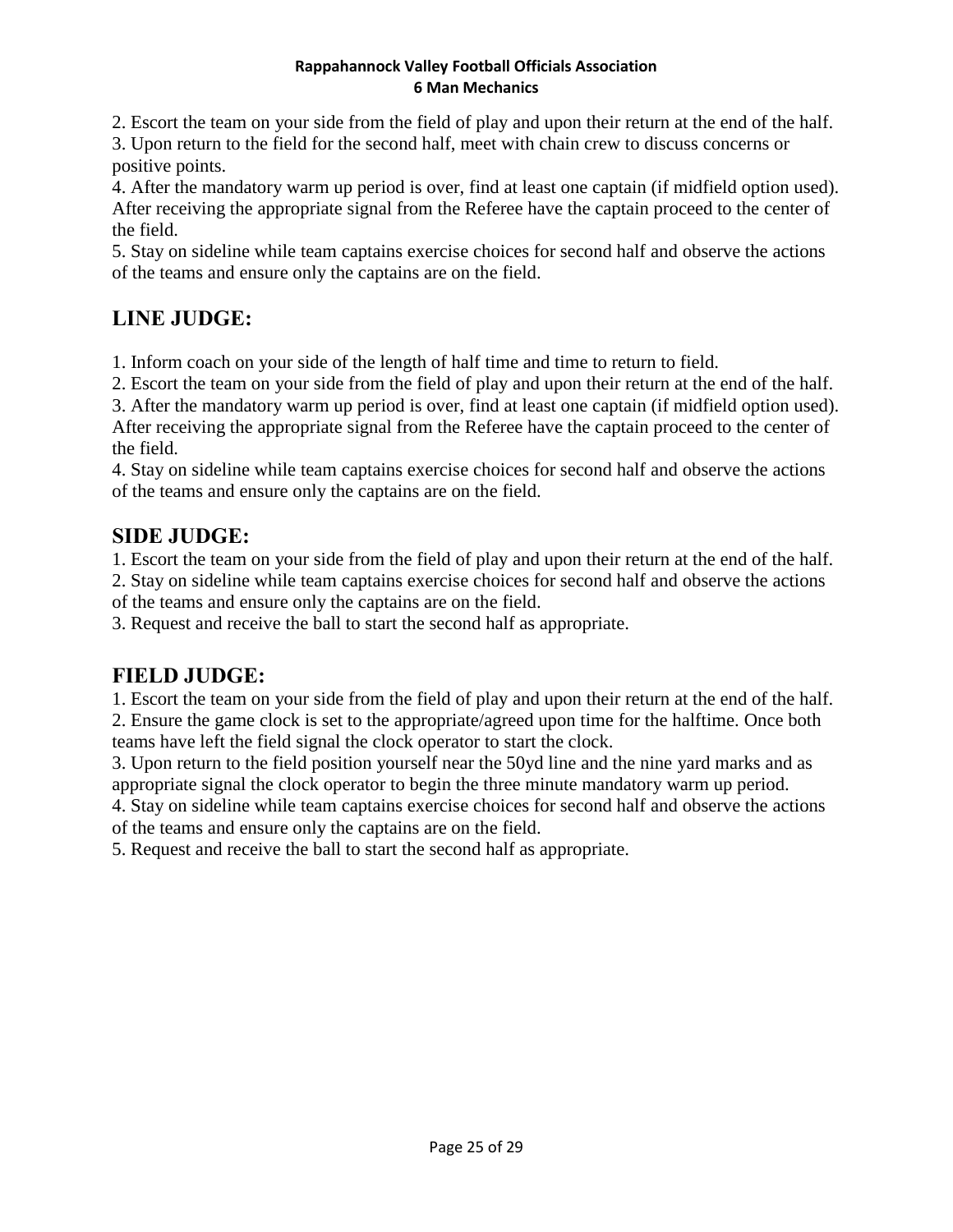2. Escort the team on your side from the field of play and upon their return at the end of the half.
3. Upon return to the field for the second half, meet with chain crew to discuss concerns or positive points.
4. After the mandatory warm up period is over, find at least one captain (if midfield option used). After receiving the appropriate signal from the Referee have the captain proceed to the center of the field.
5. Stay on sideline while team captains exercise choices for second half and observe the actions of the teams and ensure only the captains are on the field.

## LINE JUDGE:

1. Inform coach on your side of the length of half time and time to return to field.
2. Escort the team on your side from the field of play and upon their return at the end of the half.
3. After the mandatory warm up period is over, find at least one captain (if midfield option used). After receiving the appropriate signal from the Referee have the captain proceed to the center of the field.
4. Stay on sideline while team captains exercise choices for second half and observe the actions of the teams and ensure only the captains are on the field.

## SIDE JUDGE:

1. Escort the team on your side from the field of play and upon their return at the end of the half.
2. Stay on sideline while team captains exercise choices for second half and observe the actions of the teams and ensure only the captains are on the field.
3. Request and receive the ball to start the second half as appropriate.

## FIELD JUDGE:

1. Escort the team on your side from the field of play and upon their return at the end of the half.
2. Ensure the game clock is set to the appropriate/agreed upon time for the halftime. Once both teams have left the field signal the clock operator to start the clock.
3. Upon return to the field position yourself near the 50yd line and the nine yard marks and as appropriate signal the clock operator to begin the three minute mandatory warm up period.
4. Stay on sideline while team captains exercise choices for second half and observe the actions of the teams and ensure only the captains are on the field.
5. Request and receive the ball to start the second half as appropriate.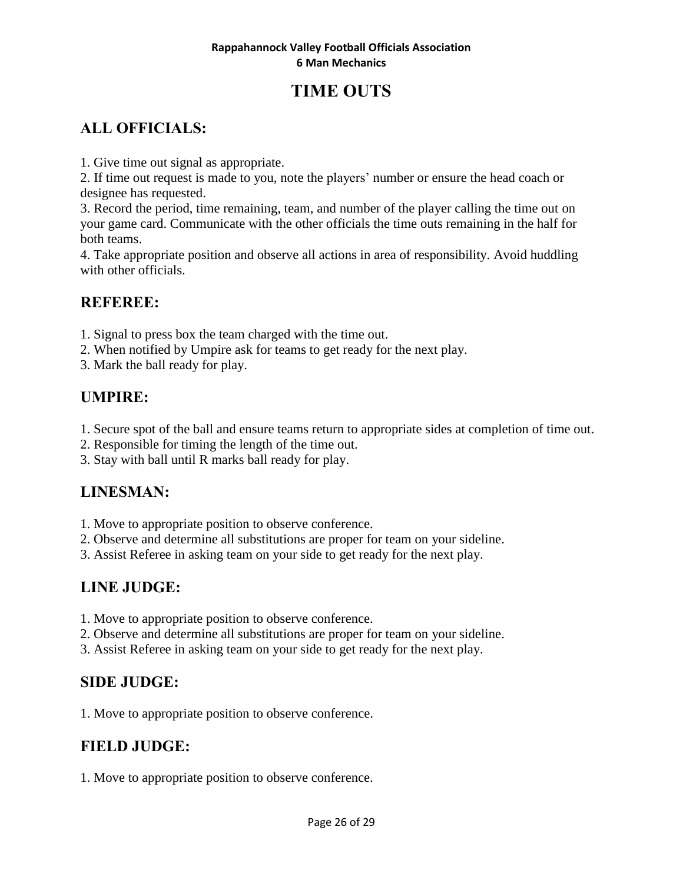# TIME OUTS

## ALL OFFICIALS:

1. Give time out signal as appropriate.
2. If time out request is made to you, note the players' number or ensure the head coach or designee has requested.
3. Record the period, time remaining, team, and number of the player calling the time out on your game card. Communicate with the other officials the time outs remaining in the half for both teams.
4. Take appropriate position and observe all actions in area of responsibility. Avoid huddling with other officials.

## REFEREE:

1. Signal to press box the team charged with the time out.
2. When notified by Umpire ask for teams to get ready for the next play.
3. Mark the ball ready for play.

## UMPIRE:

1. Secure spot of the ball and ensure teams return to appropriate sides at completion of time out.
2. Responsible for timing the length of the time out.
3. Stay with ball until R marks ball ready for play.

## LINESMAN:

1. Move to appropriate position to observe conference.
2. Observe and determine all substitutions are proper for team on your sideline.
3. Assist Referee in asking team on your side to get ready for the next play.

## LINE JUDGE:

1. Move to appropriate position to observe conference.
2. Observe and determine all substitutions are proper for team on your sideline.
3. Assist Referee in asking team on your side to get ready for the next play.

## SIDE JUDGE:

1. Move to appropriate position to observe conference.

## FIELD JUDGE:

1. Move to appropriate position to observe conference.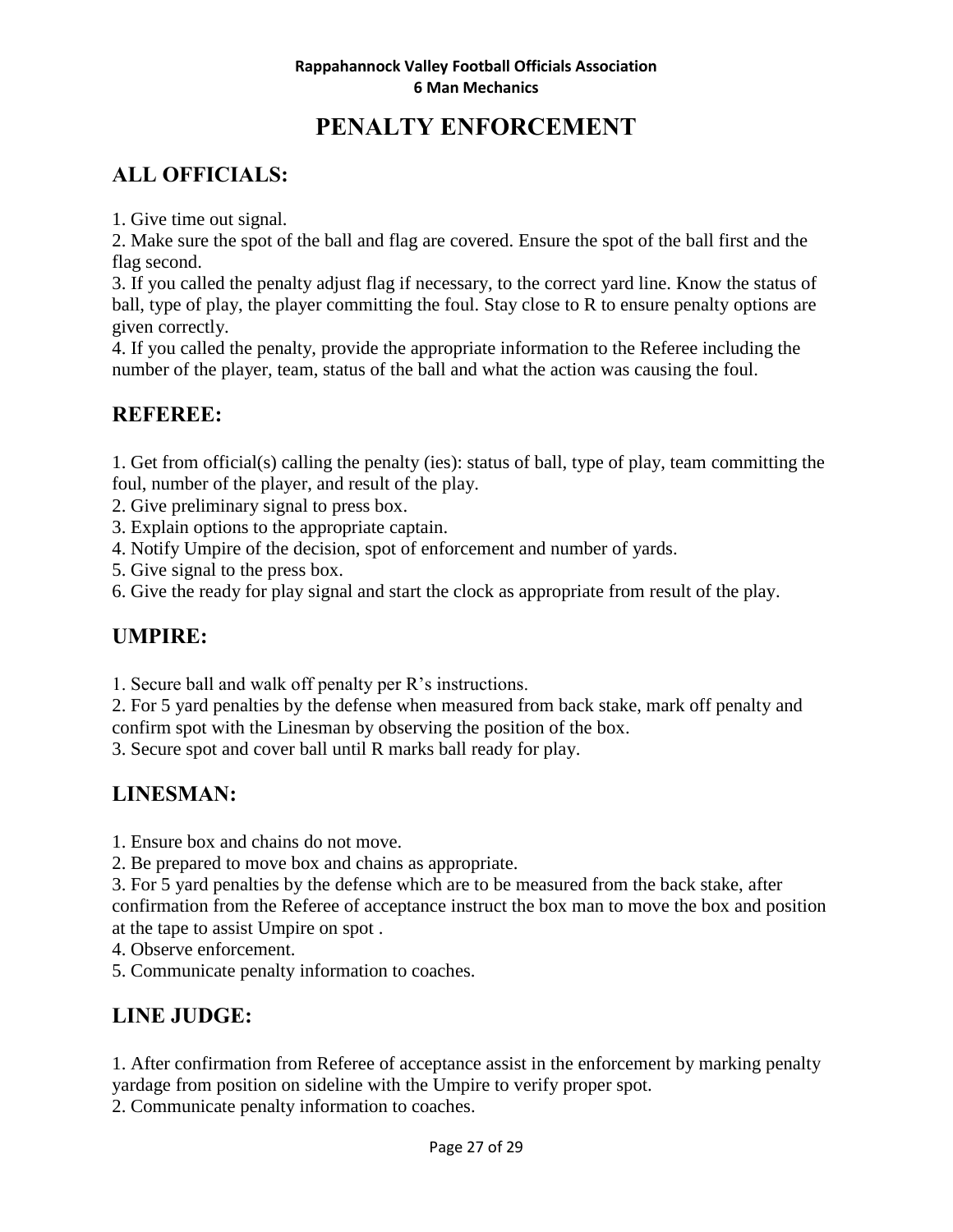# PENALTY ENFORCEMENT

## ALL OFFICIALS:

1. Give time out signal.
2. Make sure the spot of the ball and flag are covered. Ensure the spot of the ball first and the flag second.
3. If you called the penalty adjust flag if necessary, to the correct yard line. Know the status of ball, type of play, the player committing the foul. Stay close to R to ensure penalty options are given correctly.
4. If you called the penalty, provide the appropriate information to the Referee including the number of the player, team, status of the ball and what the action was causing the foul.

## REFEREE:

1. Get from official(s) calling the penalty (ies): status of ball, type of play, team committing the foul, number of the player, and result of the play.
2. Give preliminary signal to press box.
3. Explain options to the appropriate captain.
4. Notify Umpire of the decision, spot of enforcement and number of yards.
5. Give signal to the press box.
6. Give the ready for play signal and start the clock as appropriate from result of the play.

## UMPIRE:

1. Secure ball and walk off penalty per R's instructions.
2. For 5 yard penalties by the defense when measured from back stake, mark off penalty and confirm spot with the Linesman by observing the position of the box.
3. Secure spot and cover ball until R marks ball ready for play.

## LINESMAN:

1. Ensure box and chains do not move.
2. Be prepared to move box and chains as appropriate.
3. For 5 yard penalties by the defense which are to be measured from the back stake, after confirmation from the Referee of acceptance instruct the box man to move the box and position at the tape to assist Umpire on spot .
4. Observe enforcement.
5. Communicate penalty information to coaches.

## LINE JUDGE:

1. After confirmation from Referee of acceptance assist in the enforcement by marking penalty yardage from position on sideline with the Umpire to verify proper spot.
2. Communicate penalty information to coaches.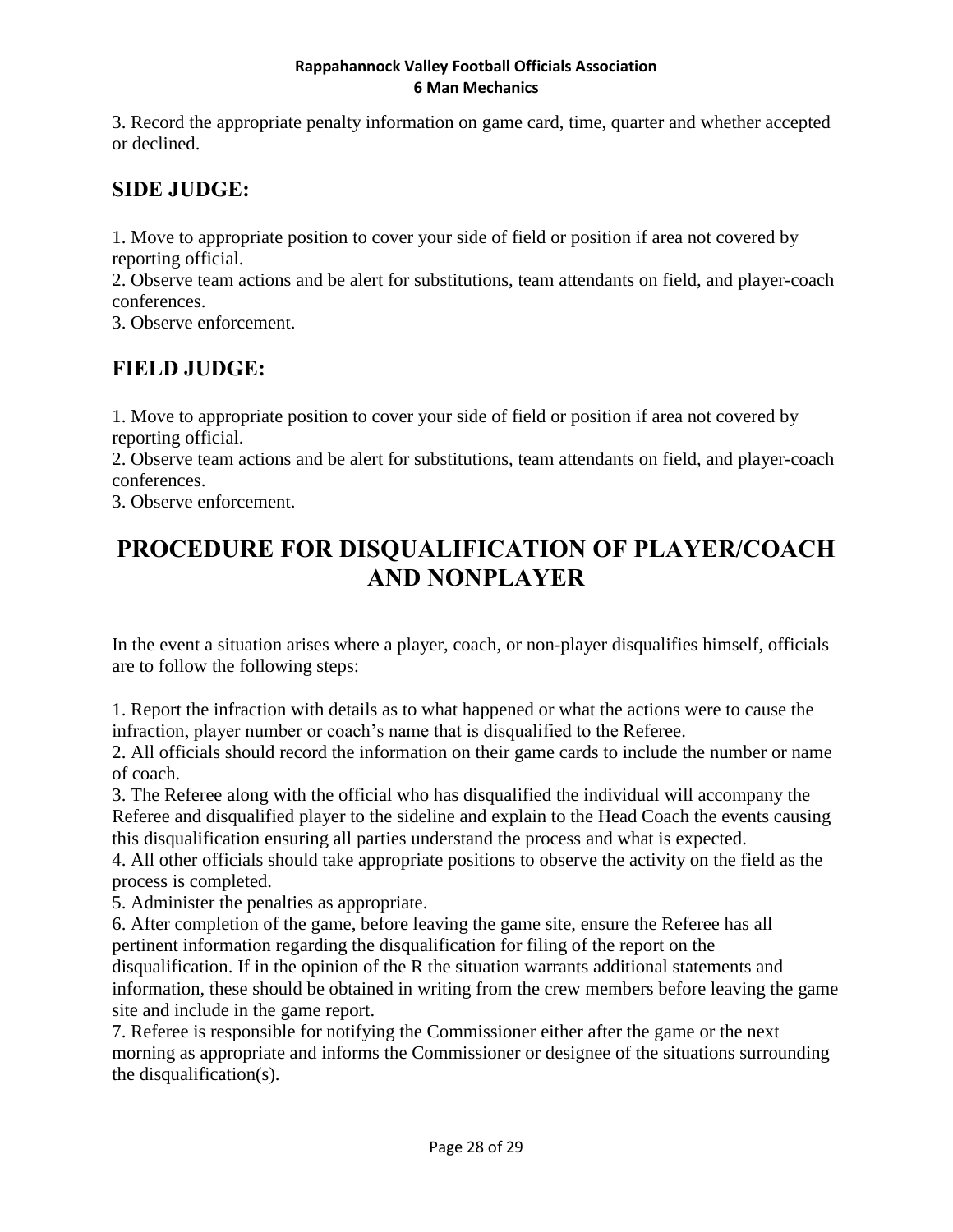3. Record the appropriate penalty information on game card, time, quarter and whether accepted or declined.

## SIDE JUDGE:

1. Move to appropriate position to cover your side of field or position if area not covered by reporting official.
2. Observe team actions and be alert for substitutions, team attendants on field, and player-coach conferences.
3. Observe enforcement.

## FIELD JUDGE:

1. Move to appropriate position to cover your side of field or position if area not covered by reporting official.
2. Observe team actions and be alert for substitutions, team attendants on field, and player-coach conferences.
3. Observe enforcement.

# PROCEDURE FOR DISQUALIFICATION OF PLAYER/COACH AND NONPLAYER

In the event a situation arises where a player, coach, or non-player disqualifies himself, officials are to follow the following steps:

1. Report the infraction with details as to what happened or what the actions were to cause the infraction, player number or coach's name that is disqualified to the Referee.
2. All officials should record the information on their game cards to include the number or name of coach.
3. The Referee along with the official who has disqualified the individual will accompany the Referee and disqualified player to the sideline and explain to the Head Coach the events causing this disqualification ensuring all parties understand the process and what is expected.
4. All other officials should take appropriate positions to observe the activity on the field as the process is completed.
5. Administer the penalties as appropriate.
6. After completion of the game, before leaving the game site, ensure the Referee has all pertinent information regarding the disqualification for filing of the report on the disqualification. If in the opinion of the R the situation warrants additional statements and information, these should be obtained in writing from the crew members before leaving the game site and include in the game report.
7. Referee is responsible for notifying the Commissioner either after the game or the next morning as appropriate and informs the Commissioner or designee of the situations surrounding the disqualification(s).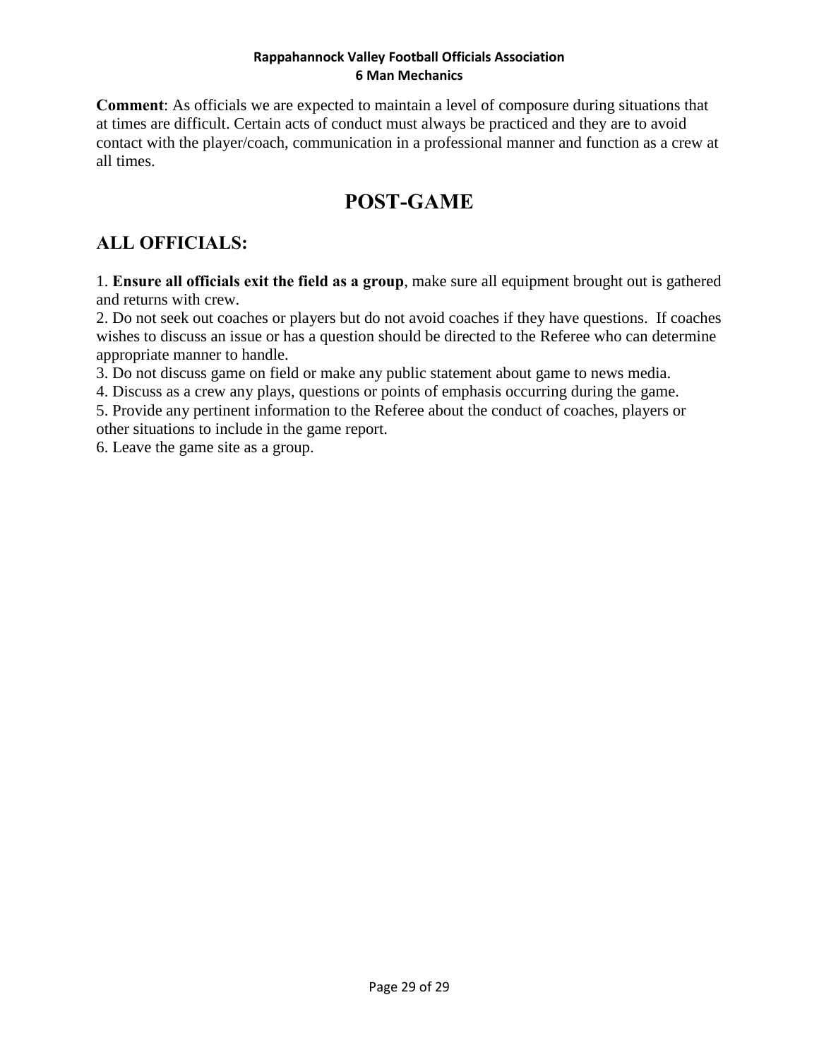**Comment**: As officials we are expected to maintain a level of composure during situations that at times are difficult. Certain acts of conduct must always be practiced and they are to avoid contact with the player/coach, communication in a professional manner and function as a crew at all times.

# POST-GAME

## ALL OFFICIALS:

1. **Ensure all officials exit the field as a group**, make sure all equipment brought out is gathered and returns with crew.
2. Do not seek out coaches or players but do not avoid coaches if they have questions. If coaches wishes to discuss an issue or has a question should be directed to the Referee who can determine appropriate manner to handle.
3. Do not discuss game on field or make any public statement about game to news media.
4. Discuss as a crew any plays, questions or points of emphasis occurring during the game.
5. Provide any pertinent information to the Referee about the conduct of coaches, players or other situations to include in the game report.
6. Leave the game site as a group.